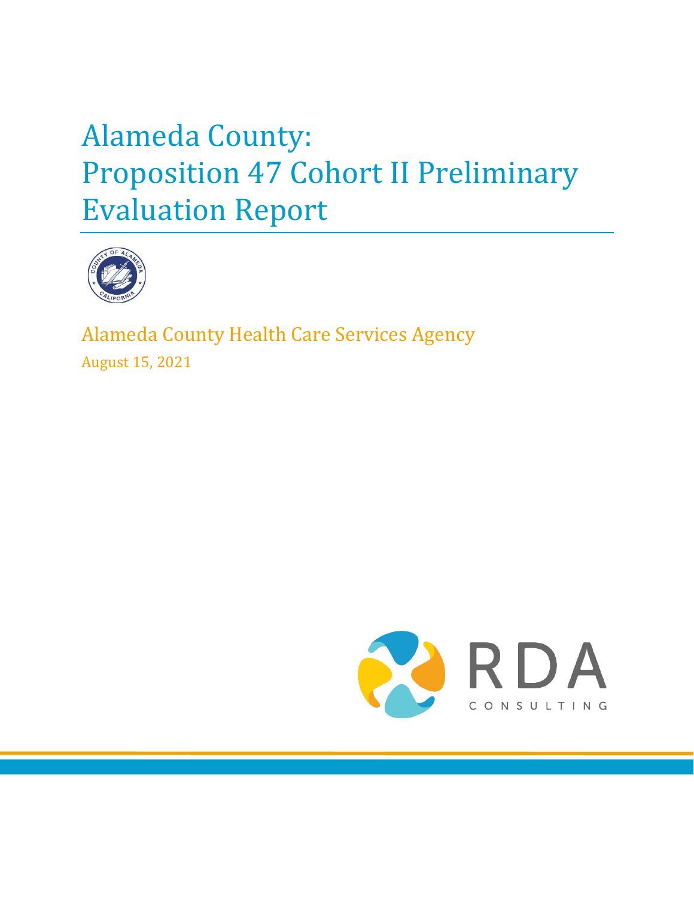# Alameda County: Proposition 47 Cohort II Preliminary Evaluation Report

Alameda County Health Care Services Agency

August 15, 2021

RDA CONSULTING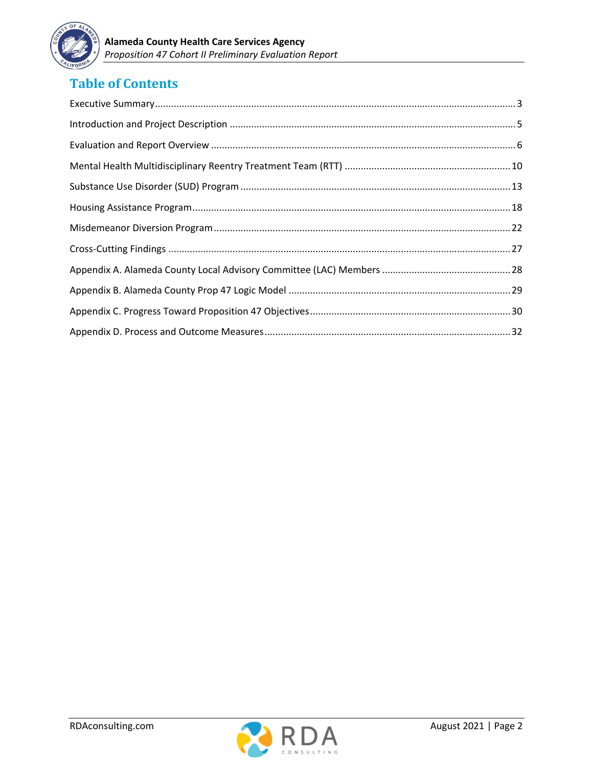# Table of Contents

Executive Summary ..... 3

Introduction and Project Description ..... 5

Evaluation and Report Overview ..... 6

Mental Health Multidisciplinary Reentry Treatment Team (RTT) ..... 10

Substance Use Disorder (SUD) Program ..... 13

Housing Assistance Program ..... 18

Misdemeanor Diversion Program ..... 22

Cross-Cutting Findings ..... 27

Appendix A. Alameda County Local Advisory Committee (LAC) Members ..... 28

Appendix B. Alameda County Prop 47 Logic Model ..... 29

Appendix C. Progress Toward Proposition 47 Objectives ..... 30

Appendix D. Process and Outcome Measures ..... 32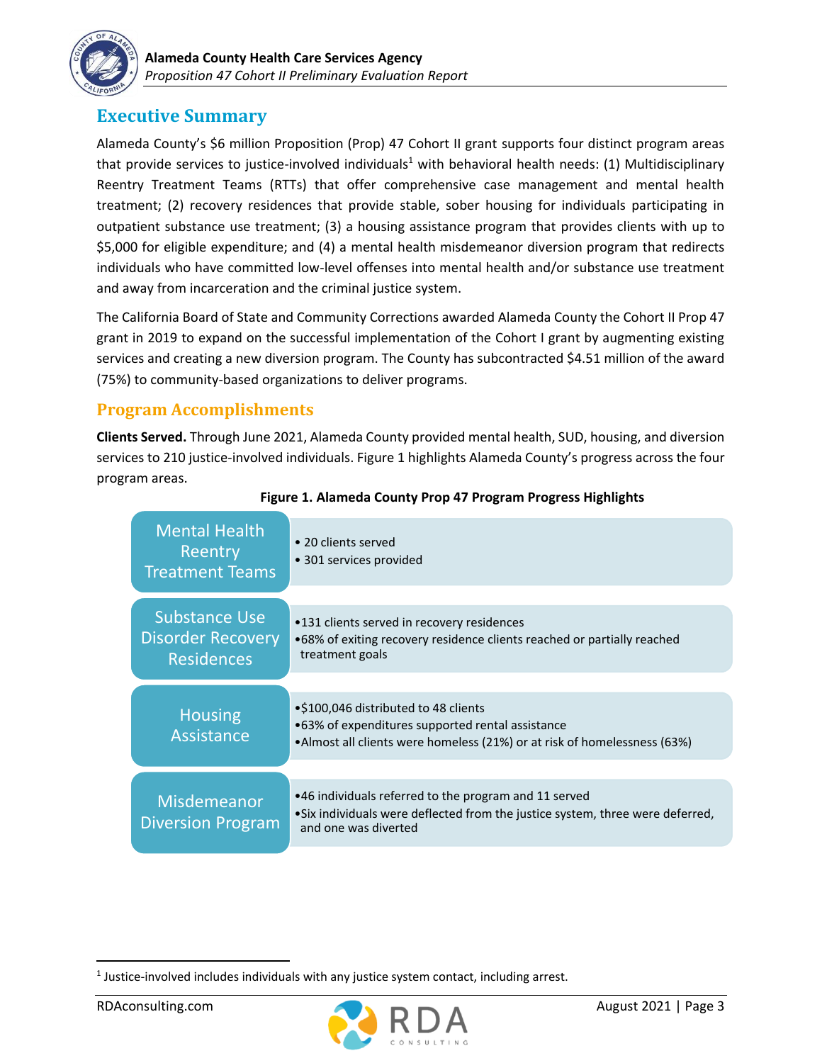# Executive Summary

Alameda County's $6 million Proposition (Prop) 47 Cohort II grant supports four distinct program areas that provide services to justice-involved individuals[1] with behavioral health needs: (1) Multidisciplinary Reentry Treatment Teams (RTTs) that offer comprehensive case management and mental health treatment; (2) recovery residences that provide stable, sober housing for individuals participating in outpatient substance use treatment; (3) a housing assistance program that provides clients with up to $5,000 for eligible expenditure; and (4) a mental health misdemeanor diversion program that redirects individuals who have committed low-level offenses into mental health and/or substance use treatment and away from incarceration and the criminal justice system.

The California Board of State and Community Corrections awarded Alameda County the Cohort II Prop 47 grant in 2019 to expand on the successful implementation of the Cohort I grant by augmenting existing services and creating a new diversion program. The County has subcontracted $4.51 million of the award (75%) to community-based organizations to deliver programs.

## Program Accomplishments

**Clients Served.** Through June 2021, Alameda County provided mental health, SUD, housing, and diversion services to 210 justice-involved individuals. Figure 1 highlights Alameda County's progress across the four program areas.

**Figure 1. Alameda County Prop 47 Program Progress Highlights**

| Program Area | Highlights |
|---|---|
| Mental Health Reentry Treatment Teams | • 20 clients served<br>• 301 services provided |
| Substance Use Disorder Recovery Residences | • 131 clients served in recovery residences<br>• 68% of exiting recovery residence clients reached or partially reached treatment goals |
| Housing Assistance | • $100,046 distributed to 48 clients<br>• 63% of expenditures supported rental assistance<br>• Almost all clients were homeless (21%) or at risk of homelessness (63%) |
| Misdemeanor Diversion Program | • 46 individuals referred to the program and 11 served<br>• Six individuals were deflected from the justice system, three were deferred, and one was diverted |

[1] Justice-involved includes individuals with any justice system contact, including arrest.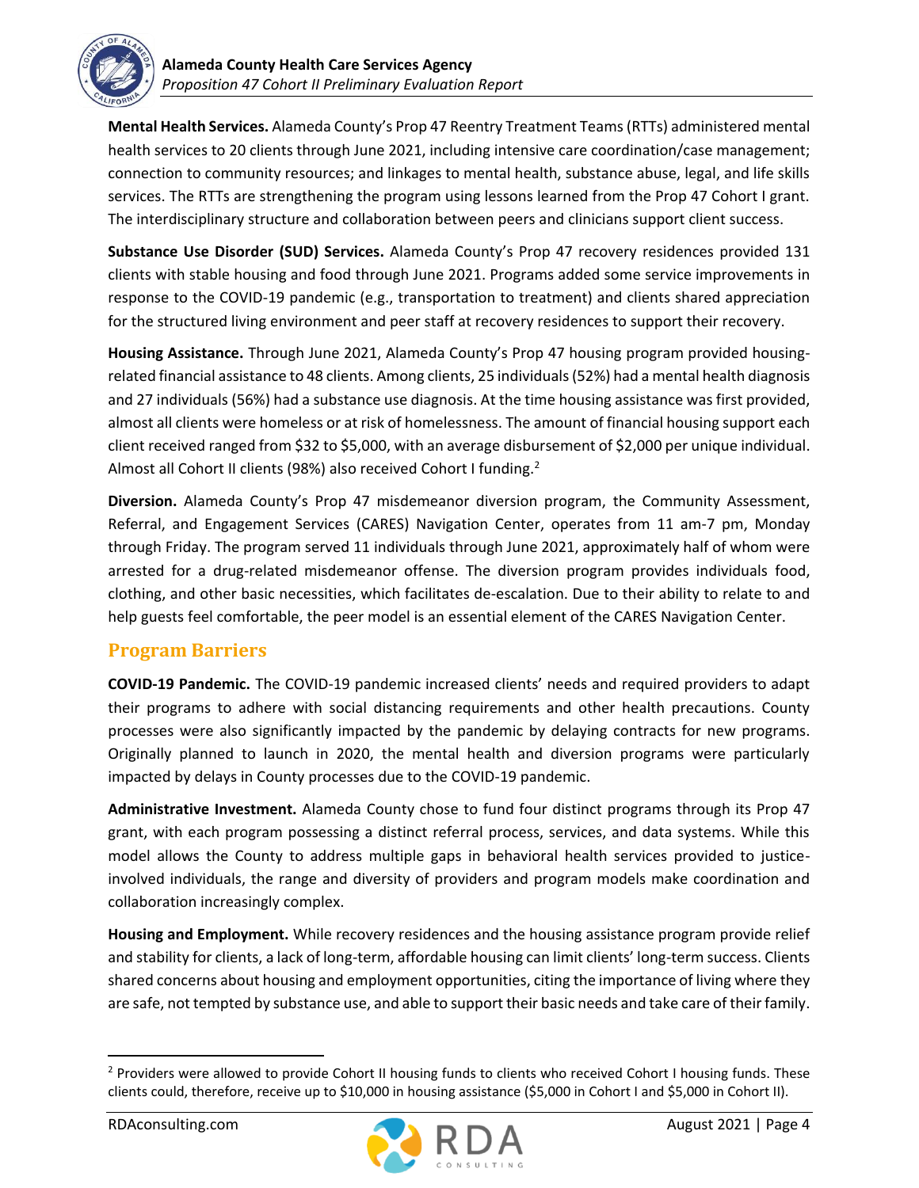**Mental Health Services.** Alameda County's Prop 47 Reentry Treatment Teams (RTTs) administered mental health services to 20 clients through June 2021, including intensive care coordination/case management; connection to community resources; and linkages to mental health, substance abuse, legal, and life skills services. The RTTs are strengthening the program using lessons learned from the Prop 47 Cohort I grant. The interdisciplinary structure and collaboration between peers and clinicians support client success.

**Substance Use Disorder (SUD) Services.** Alameda County's Prop 47 recovery residences provided 131 clients with stable housing and food through June 2021. Programs added some service improvements in response to the COVID-19 pandemic (e.g., transportation to treatment) and clients shared appreciation for the structured living environment and peer staff at recovery residences to support their recovery.

**Housing Assistance.** Through June 2021, Alameda County's Prop 47 housing program provided housing-related financial assistance to 48 clients. Among clients, 25 individuals (52%) had a mental health diagnosis and 27 individuals (56%) had a substance use diagnosis. At the time housing assistance was first provided, almost all clients were homeless or at risk of homelessness. The amount of financial housing support each client received ranged from $32 to $5,000, with an average disbursement of $2,000 per unique individual. Almost all Cohort II clients (98%) also received Cohort I funding.[2]

**Diversion.** Alameda County's Prop 47 misdemeanor diversion program, the Community Assessment, Referral, and Engagement Services (CARES) Navigation Center, operates from 11 am-7 pm, Monday through Friday. The program served 11 individuals through June 2021, approximately half of whom were arrested for a drug-related misdemeanor offense. The diversion program provides individuals food, clothing, and other basic necessities, which facilitates de-escalation. Due to their ability to relate to and help guests feel comfortable, the peer model is an essential element of the CARES Navigation Center.

## Program Barriers

**COVID-19 Pandemic.** The COVID-19 pandemic increased clients' needs and required providers to adapt their programs to adhere with social distancing requirements and other health precautions. County processes were also significantly impacted by the pandemic by delaying contracts for new programs. Originally planned to launch in 2020, the mental health and diversion programs were particularly impacted by delays in County processes due to the COVID-19 pandemic.

**Administrative Investment.** Alameda County chose to fund four distinct programs through its Prop 47 grant, with each program possessing a distinct referral process, services, and data systems. While this model allows the County to address multiple gaps in behavioral health services provided to justice-involved individuals, the range and diversity of providers and program models make coordination and collaboration increasingly complex.

**Housing and Employment.** While recovery residences and the housing assistance program provide relief and stability for clients, a lack of long-term, affordable housing can limit clients' long-term success. Clients shared concerns about housing and employment opportunities, citing the importance of living where they are safe, not tempted by substance use, and able to support their basic needs and take care of their family.

---

[2] Providers were allowed to provide Cohort II housing funds to clients who received Cohort I housing funds. These clients could, therefore, receive up to $10,000 in housing assistance ($5,000 in Cohort I and $5,000 in Cohort II).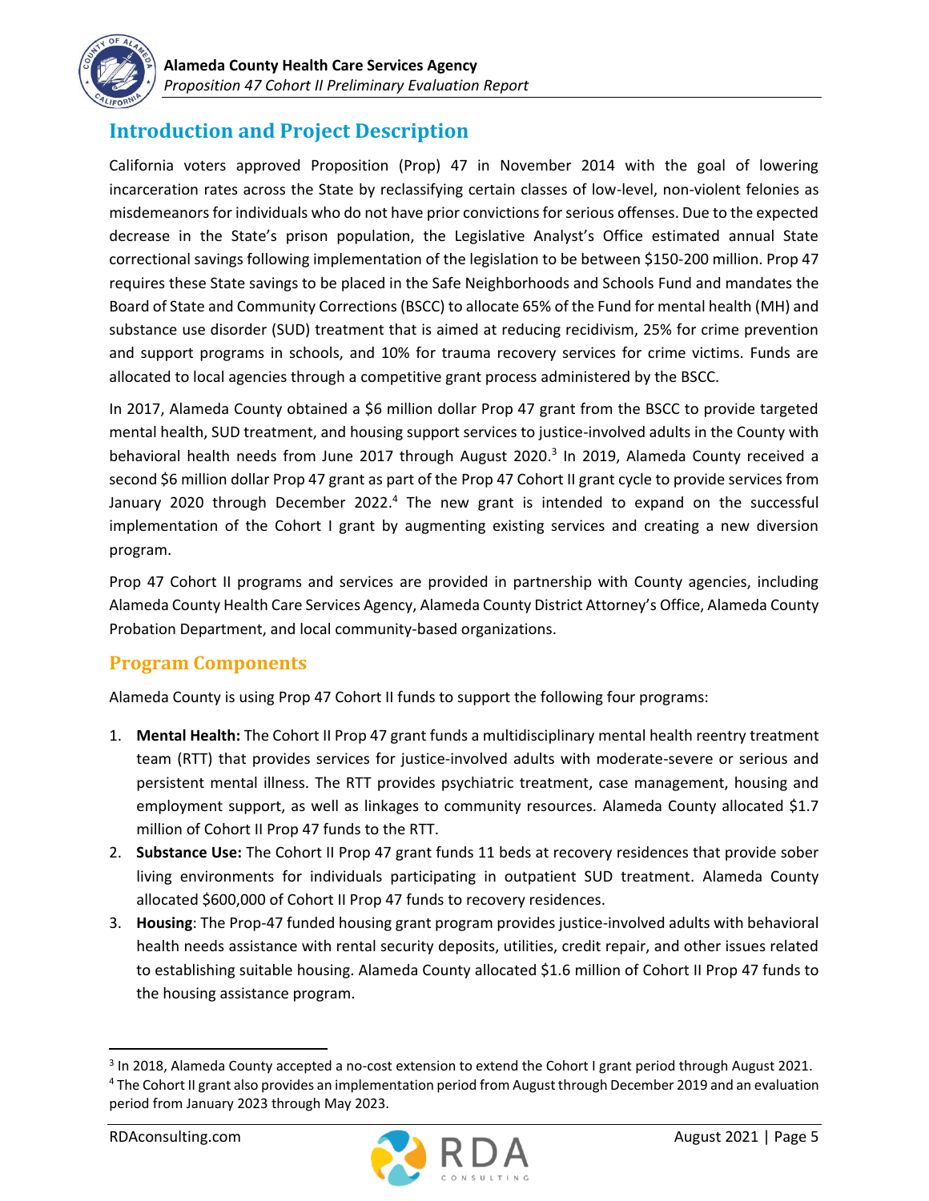## Introduction and Project Description

California voters approved Proposition (Prop) 47 in November 2014 with the goal of lowering incarceration rates across the State by reclassifying certain classes of low-level, non-violent felonies as misdemeanors for individuals who do not have prior convictions for serious offenses. Due to the expected decrease in the State's prison population, the Legislative Analyst's Office estimated annual State correctional savings following implementation of the legislation to be between $150-200 million. Prop 47 requires these State savings to be placed in the Safe Neighborhoods and Schools Fund and mandates the Board of State and Community Corrections (BSCC) to allocate 65% of the Fund for mental health (MH) and substance use disorder (SUD) treatment that is aimed at reducing recidivism, 25% for crime prevention and support programs in schools, and 10% for trauma recovery services for crime victims. Funds are allocated to local agencies through a competitive grant process administered by the BSCC.

In 2017, Alameda County obtained a $6 million dollar Prop 47 grant from the BSCC to provide targeted mental health, SUD treatment, and housing support services to justice-involved adults in the County with behavioral health needs from June 2017 through August 2020.[3] In 2019, Alameda County received a second $6 million dollar Prop 47 grant as part of the Prop 47 Cohort II grant cycle to provide services from January 2020 through December 2022.[4] The new grant is intended to expand on the successful implementation of the Cohort I grant by augmenting existing services and creating a new diversion program.

Prop 47 Cohort II programs and services are provided in partnership with County agencies, including Alameda County Health Care Services Agency, Alameda County District Attorney's Office, Alameda County Probation Department, and local community-based organizations.

### Program Components

Alameda County is using Prop 47 Cohort II funds to support the following four programs:

1. **Mental Health:** The Cohort II Prop 47 grant funds a multidisciplinary mental health reentry treatment team (RTT) that provides services for justice-involved adults with moderate-severe or serious and persistent mental illness. The RTT provides psychiatric treatment, case management, housing and employment support, as well as linkages to community resources. Alameda County allocated $1.7 million of Cohort II Prop 47 funds to the RTT.
2. **Substance Use:** The Cohort II Prop 47 grant funds 11 beds at recovery residences that provide sober living environments for individuals participating in outpatient SUD treatment. Alameda County allocated $600,000 of Cohort II Prop 47 funds to recovery residences.
3. **Housing**: The Prop-47 funded housing grant program provides justice-involved adults with behavioral health needs assistance with rental security deposits, utilities, credit repair, and other issues related to establishing suitable housing. Alameda County allocated $1.6 million of Cohort II Prop 47 funds to the housing assistance program.

---

[3] In 2018, Alameda County accepted a no-cost extension to extend the Cohort I grant period through August 2021.

[4] The Cohort II grant also provides an implementation period from August through December 2019 and an evaluation period from January 2023 through May 2023.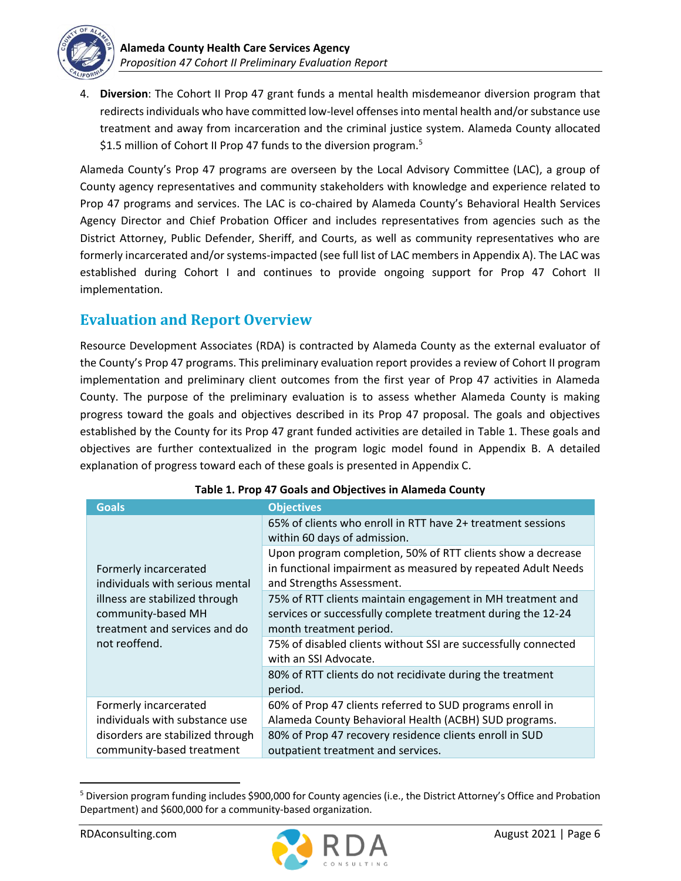4. **Diversion**: The Cohort II Prop 47 grant funds a mental health misdemeanor diversion program that redirects individuals who have committed low-level offenses into mental health and/or substance use treatment and away from incarceration and the criminal justice system. Alameda County allocated $1.5 million of Cohort II Prop 47 funds to the diversion program.[5]

Alameda County's Prop 47 programs are overseen by the Local Advisory Committee (LAC), a group of County agency representatives and community stakeholders with knowledge and experience related to Prop 47 programs and services. The LAC is co-chaired by Alameda County's Behavioral Health Services Agency Director and Chief Probation Officer and includes representatives from agencies such as the District Attorney, Public Defender, Sheriff, and Courts, as well as community representatives who are formerly incarcerated and/or systems-impacted (see full list of LAC members in Appendix A). The LAC was established during Cohort I and continues to provide ongoing support for Prop 47 Cohort II implementation.

## Evaluation and Report Overview

Resource Development Associates (RDA) is contracted by Alameda County as the external evaluator of the County's Prop 47 programs. This preliminary evaluation report provides a review of Cohort II program implementation and preliminary client outcomes from the first year of Prop 47 activities in Alameda County. The purpose of the preliminary evaluation is to assess whether Alameda County is making progress toward the goals and objectives described in its Prop 47 proposal. The goals and objectives established by the County for its Prop 47 grant funded activities are detailed in Table 1. These goals and objectives are further contextualized in the program logic model found in Appendix B. A detailed explanation of progress toward each of these goals is presented in Appendix C.

**Table 1. Prop 47 Goals and Objectives in Alameda County**

| Goals | Objectives |
|---|---|
| Formerly incarcerated individuals with serious mental illness are stabilized through community-based MH treatment and services and do not reoffend. | 65% of clients who enroll in RTT have 2+ treatment sessions within 60 days of admission. |
| | Upon program completion, 50% of RTT clients show a decrease in functional impairment as measured by repeated Adult Needs and Strengths Assessment. |
| | 75% of RTT clients maintain engagement in MH treatment and services or successfully complete treatment during the 12-24 month treatment period. |
| | 75% of disabled clients without SSI are successfully connected with an SSI Advocate. |
| | 80% of RTT clients do not recidivate during the treatment period. |
| Formerly incarcerated individuals with substance use disorders are stabilized through community-based treatment | 60% of Prop 47 clients referred to SUD programs enroll in Alameda County Behavioral Health (ACBH) SUD programs. |
| | 80% of Prop 47 recovery residence clients enroll in SUD outpatient treatment and services. |

[5] Diversion program funding includes $900,000 for County agencies (i.e., the District Attorney's Office and Probation Department) and $600,000 for a community-based organization.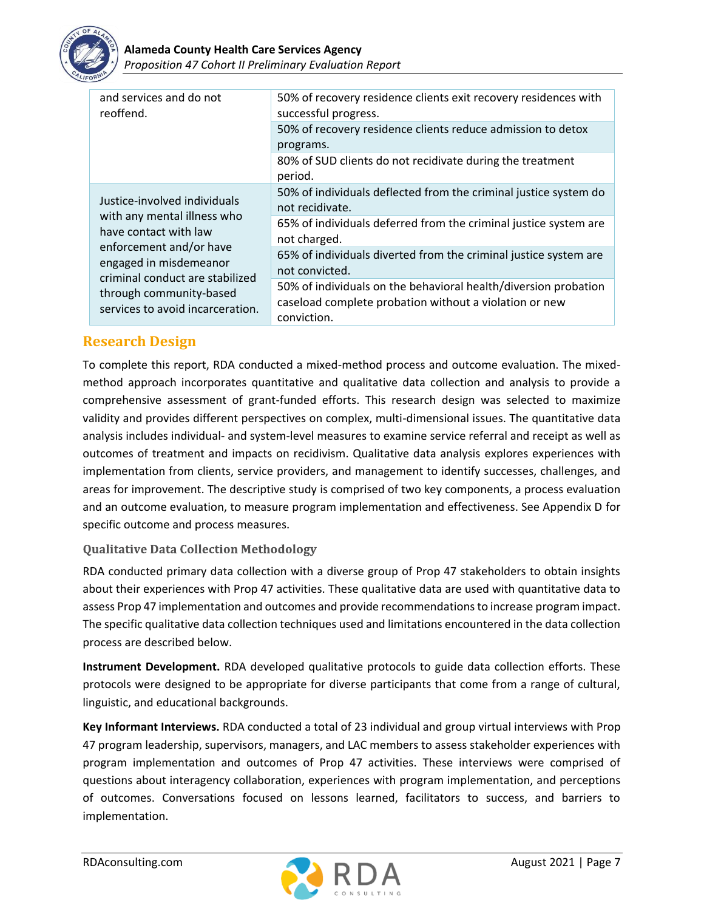| | |
|---|---|
| and services and do not reoffend. | 50% of recovery residence clients exit recovery residences with successful progress. |
| | 50% of recovery residence clients reduce admission to detox programs. |
| | 80% of SUD clients do not recidivate during the treatment period. |
| Justice-involved individuals with any mental illness who have contact with law enforcement and/or have engaged in misdemeanor criminal conduct are stabilized through community-based services to avoid incarceration. | 50% of individuals deflected from the criminal justice system do not recidivate. |
| | 65% of individuals deferred from the criminal justice system are not charged. |
| | 65% of individuals diverted from the criminal justice system are not convicted. |
| | 50% of individuals on the behavioral health/diversion probation caseload complete probation without a violation or new conviction. |

## Research Design

To complete this report, RDA conducted a mixed-method process and outcome evaluation. The mixed-method approach incorporates quantitative and qualitative data collection and analysis to provide a comprehensive assessment of grant-funded efforts. This research design was selected to maximize validity and provides different perspectives on complex, multi-dimensional issues. The quantitative data analysis includes individual- and system-level measures to examine service referral and receipt as well as outcomes of treatment and impacts on recidivism. Qualitative data analysis explores experiences with implementation from clients, service providers, and management to identify successes, challenges, and areas for improvement. The descriptive study is comprised of two key components, a process evaluation and an outcome evaluation, to measure program implementation and effectiveness. See Appendix D for specific outcome and process measures.

### Qualitative Data Collection Methodology

RDA conducted primary data collection with a diverse group of Prop 47 stakeholders to obtain insights about their experiences with Prop 47 activities. These qualitative data are used with quantitative data to assess Prop 47 implementation and outcomes and provide recommendations to increase program impact. The specific qualitative data collection techniques used and limitations encountered in the data collection process are described below.

**Instrument Development.** RDA developed qualitative protocols to guide data collection efforts. These protocols were designed to be appropriate for diverse participants that come from a range of cultural, linguistic, and educational backgrounds.

**Key Informant Interviews.** RDA conducted a total of 23 individual and group virtual interviews with Prop 47 program leadership, supervisors, managers, and LAC members to assess stakeholder experiences with program implementation and outcomes of Prop 47 activities. These interviews were comprised of questions about interagency collaboration, experiences with program implementation, and perceptions of outcomes. Conversations focused on lessons learned, facilitators to success, and barriers to implementation.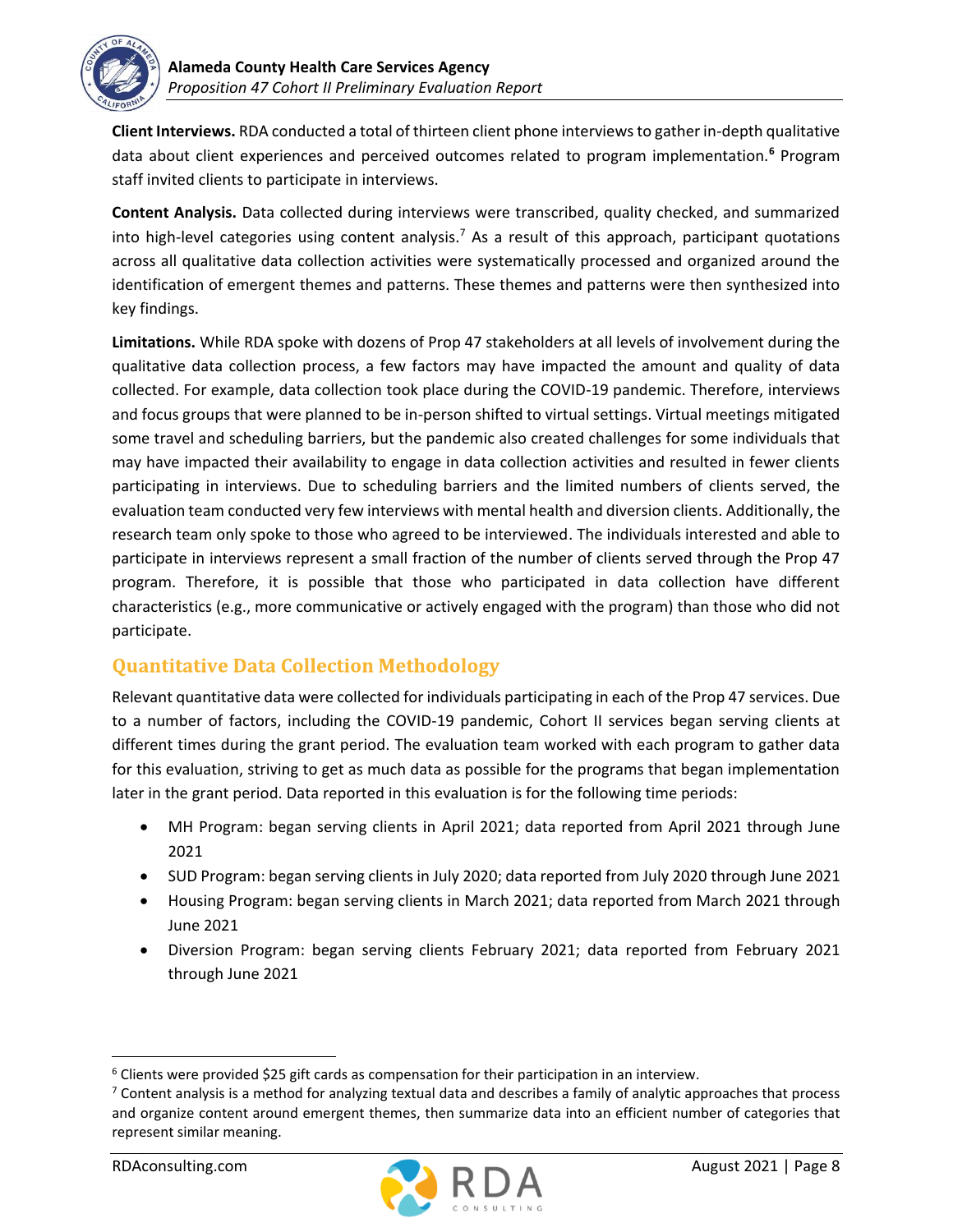**Client Interviews.** RDA conducted a total of thirteen client phone interviews to gather in-depth qualitative data about client experiences and perceived outcomes related to program implementation.[6] Program staff invited clients to participate in interviews.

**Content Analysis.** Data collected during interviews were transcribed, quality checked, and summarized into high-level categories using content analysis.[7] As a result of this approach, participant quotations across all qualitative data collection activities were systematically processed and organized around the identification of emergent themes and patterns. These themes and patterns were then synthesized into key findings.

**Limitations.** While RDA spoke with dozens of Prop 47 stakeholders at all levels of involvement during the qualitative data collection process, a few factors may have impacted the amount and quality of data collected. For example, data collection took place during the COVID-19 pandemic. Therefore, interviews and focus groups that were planned to be in-person shifted to virtual settings. Virtual meetings mitigated some travel and scheduling barriers, but the pandemic also created challenges for some individuals that may have impacted their availability to engage in data collection activities and resulted in fewer clients participating in interviews. Due to scheduling barriers and the limited numbers of clients served, the evaluation team conducted very few interviews with mental health and diversion clients. Additionally, the research team only spoke to those who agreed to be interviewed. The individuals interested and able to participate in interviews represent a small fraction of the number of clients served through the Prop 47 program. Therefore, it is possible that those who participated in data collection have different characteristics (e.g., more communicative or actively engaged with the program) than those who did not participate.

## Quantitative Data Collection Methodology

Relevant quantitative data were collected for individuals participating in each of the Prop 47 services. Due to a number of factors, including the COVID-19 pandemic, Cohort II services began serving clients at different times during the grant period. The evaluation team worked with each program to gather data for this evaluation, striving to get as much data as possible for the programs that began implementation later in the grant period. Data reported in this evaluation is for the following time periods:

- MH Program: began serving clients in April 2021; data reported from April 2021 through June 2021
- SUD Program: began serving clients in July 2020; data reported from July 2020 through June 2021
- Housing Program: began serving clients in March 2021; data reported from March 2021 through June 2021
- Diversion Program: began serving clients February 2021; data reported from February 2021 through June 2021

---

[6] Clients were provided $25 gift cards as compensation for their participation in an interview.

[7] Content analysis is a method for analyzing textual data and describes a family of analytic approaches that process and organize content around emergent themes, then summarize data into an efficient number of categories that represent similar meaning.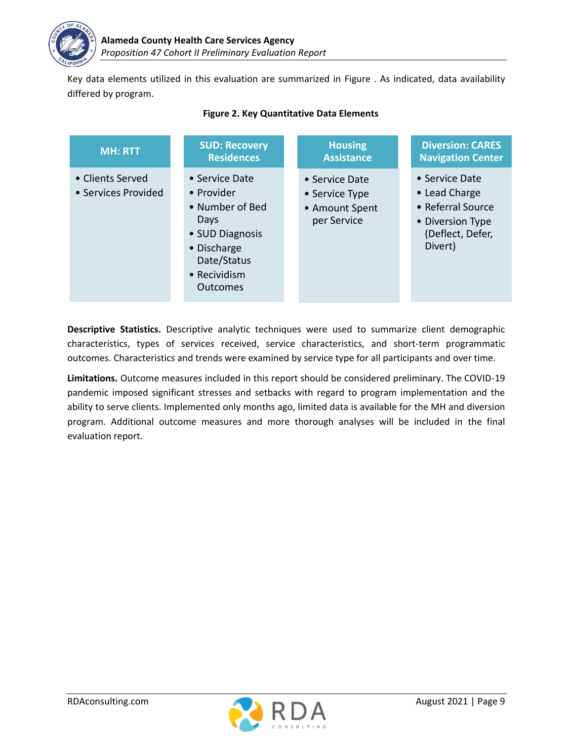Key data elements utilized in this evaluation are summarized in Figure . As indicated, data availability differed by program.

**Figure 2. Key Quantitative Data Elements**

| MH: RTT | SUD: Recovery Residences | Housing Assistance | Diversion: CARES Navigation Center |
|---|---|---|---|
| • Clients Served<br>• Services Provided | • Service Date<br>• Provider<br>• Number of Bed Days<br>• SUD Diagnosis<br>• Discharge Date/Status<br>• Recidivism Outcomes | • Service Date<br>• Service Type<br>• Amount Spent per Service | • Service Date<br>• Lead Charge<br>• Referral Source<br>• Diversion Type (Deflect, Defer, Divert) |

**Descriptive Statistics.** Descriptive analytic techniques were used to summarize client demographic characteristics, types of services received, service characteristics, and short-term programmatic outcomes. Characteristics and trends were examined by service type for all participants and over time.

**Limitations.** Outcome measures included in this report should be considered preliminary. The COVID-19 pandemic imposed significant stresses and setbacks with regard to program implementation and the ability to serve clients. Implemented only months ago, limited data is available for the MH and diversion program. Additional outcome measures and more thorough analyses will be included in the final evaluation report.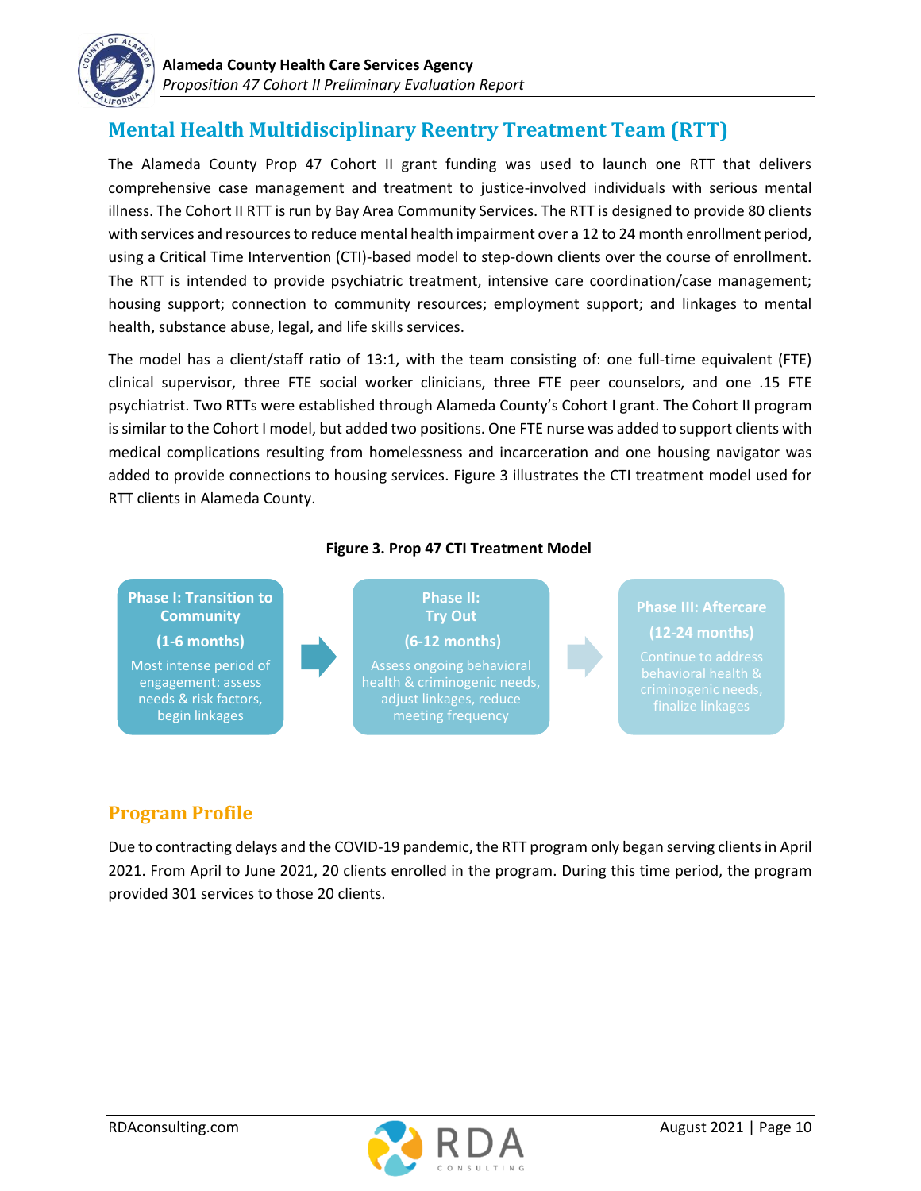## Mental Health Multidisciplinary Reentry Treatment Team (RTT)

The Alameda County Prop 47 Cohort II grant funding was used to launch one RTT that delivers comprehensive case management and treatment to justice-involved individuals with serious mental illness. The Cohort II RTT is run by Bay Area Community Services. The RTT is designed to provide 80 clients with services and resources to reduce mental health impairment over a 12 to 24 month enrollment period, using a Critical Time Intervention (CTI)-based model to step-down clients over the course of enrollment. The RTT is intended to provide psychiatric treatment, intensive care coordination/case management; housing support; connection to community resources; employment support; and linkages to mental health, substance abuse, legal, and life skills services.

The model has a client/staff ratio of 13:1, with the team consisting of: one full-time equivalent (FTE) clinical supervisor, three FTE social worker clinicians, three FTE peer counselors, and one .15 FTE psychiatrist. Two RTTs were established through Alameda County's Cohort I grant. The Cohort II program is similar to the Cohort I model, but added two positions. One FTE nurse was added to support clients with medical complications resulting from homelessness and incarceration and one housing navigator was added to provide connections to housing services. Figure 3 illustrates the CTI treatment model used for RTT clients in Alameda County.

**Figure 3. Prop 47 CTI Treatment Model**

**Phase I: Transition to Community**
**(1-6 months)**
Most intense period of engagement: assess needs & risk factors, begin linkages

→

**Phase II: Try Out**
**(6-12 months)**
Assess ongoing behavioral health & criminogenic needs, adjust linkages, reduce meeting frequency

→

**Phase III: Aftercare**
**(12-24 months)**
Continue to address behavioral health & criminogenic needs, finalize linkages

### Program Profile

Due to contracting delays and the COVID-19 pandemic, the RTT program only began serving clients in April 2021. From April to June 2021, 20 clients enrolled in the program. During this time period, the program provided 301 services to those 20 clients.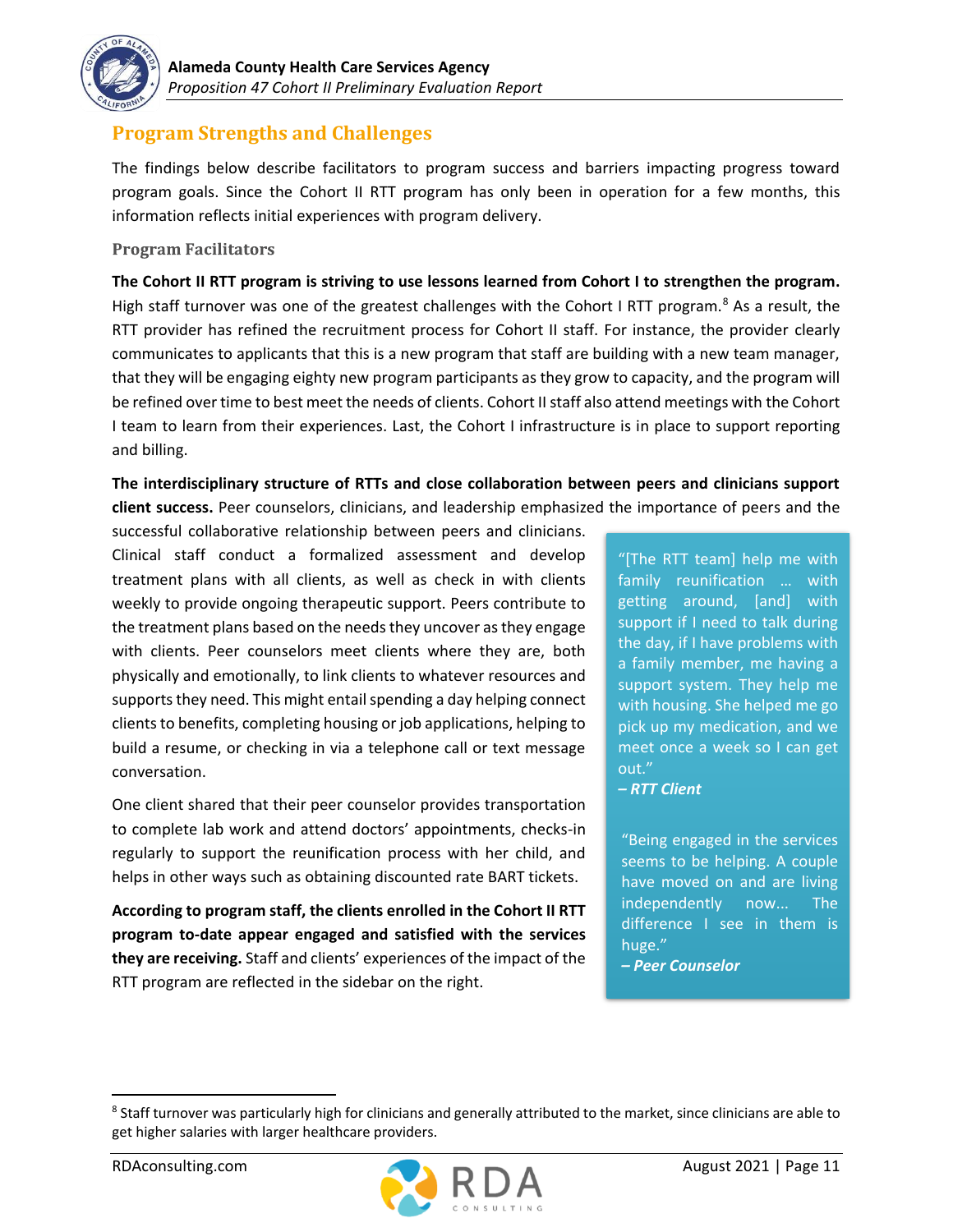## Program Strengths and Challenges

The findings below describe facilitators to program success and barriers impacting progress toward program goals. Since the Cohort II RTT program has only been in operation for a few months, this information reflects initial experiences with program delivery.

### Program Facilitators

**The Cohort II RTT program is striving to use lessons learned from Cohort I to strengthen the program.** High staff turnover was one of the greatest challenges with the Cohort I RTT program.[8] As a result, the RTT provider has refined the recruitment process for Cohort II staff. For instance, the provider clearly communicates to applicants that this is a new program that staff are building with a new team manager, that they will be engaging eighty new program participants as they grow to capacity, and the program will be refined over time to best meet the needs of clients. Cohort II staff also attend meetings with the Cohort I team to learn from their experiences. Last, the Cohort I infrastructure is in place to support reporting and billing.

**The interdisciplinary structure of RTTs and close collaboration between peers and clinicians support client success.** Peer counselors, clinicians, and leadership emphasized the importance of peers and the successful collaborative relationship between peers and clinicians. Clinical staff conduct a formalized assessment and develop treatment plans with all clients, as well as check in with clients weekly to provide ongoing therapeutic support. Peers contribute to the treatment plans based on the needs they uncover as they engage with clients. Peer counselors meet clients where they are, both physically and emotionally, to link clients to whatever resources and supports they need. This might entail spending a day helping connect clients to benefits, completing housing or job applications, helping to build a resume, or checking in via a telephone call or text message conversation.

One client shared that their peer counselor provides transportation to complete lab work and attend doctors' appointments, checks-in regularly to support the reunification process with her child, and helps in other ways such as obtaining discounted rate BART tickets.

**According to program staff, the clients enrolled in the Cohort II RTT program to-date appear engaged and satisfied with the services they are receiving.** Staff and clients' experiences of the impact of the RTT program are reflected in the sidebar on the right.

> "[The RTT team] help me with family reunification … with getting around, [and] with support if I need to talk during the day, if I have problems with a family member, me having a support system. They help me with housing. She helped me go pick up my medication, and we meet once a week so I can get out."
> ***– RTT Client***

> "Being engaged in the services seems to be helping. A couple have moved on and are living independently now... The difference I see in them is huge."
> ***– Peer Counselor***

---

[8] Staff turnover was particularly high for clinicians and generally attributed to the market, since clinicians are able to get higher salaries with larger healthcare providers.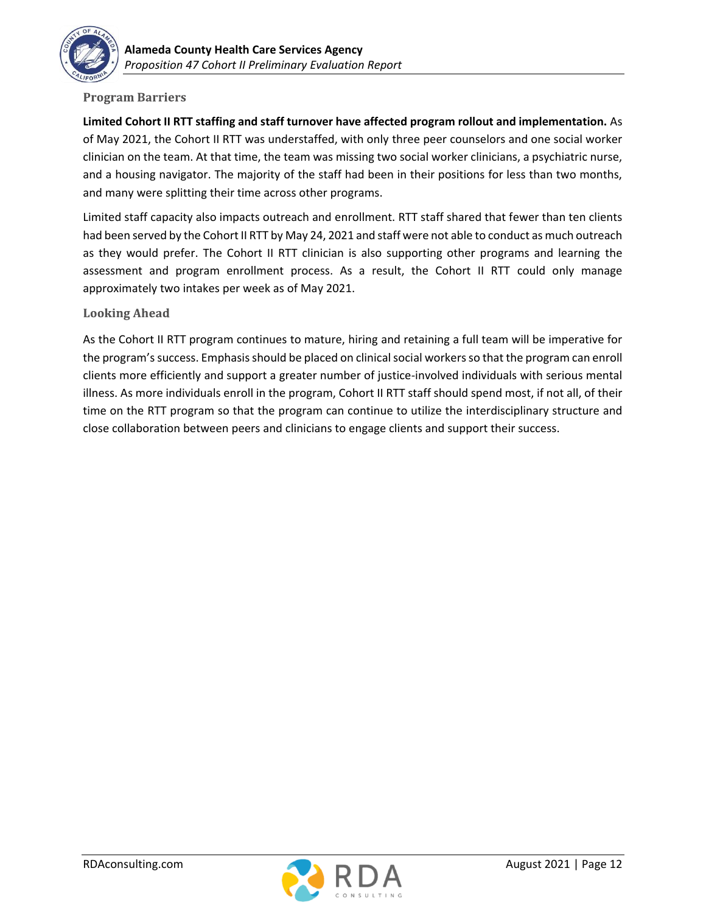### Program Barriers

**Limited Cohort II RTT staffing and staff turnover have affected program rollout and implementation.** As of May 2021, the Cohort II RTT was understaffed, with only three peer counselors and one social worker clinician on the team. At that time, the team was missing two social worker clinicians, a psychiatric nurse, and a housing navigator. The majority of the staff had been in their positions for less than two months, and many were splitting their time across other programs.

Limited staff capacity also impacts outreach and enrollment. RTT staff shared that fewer than ten clients had been served by the Cohort II RTT by May 24, 2021 and staff were not able to conduct as much outreach as they would prefer. The Cohort II RTT clinician is also supporting other programs and learning the assessment and program enrollment process. As a result, the Cohort II RTT could only manage approximately two intakes per week as of May 2021.

### Looking Ahead

As the Cohort II RTT program continues to mature, hiring and retaining a full team will be imperative for the program's success. Emphasis should be placed on clinical social workers so that the program can enroll clients more efficiently and support a greater number of justice-involved individuals with serious mental illness. As more individuals enroll in the program, Cohort II RTT staff should spend most, if not all, of their time on the RTT program so that the program can continue to utilize the interdisciplinary structure and close collaboration between peers and clinicians to engage clients and support their success.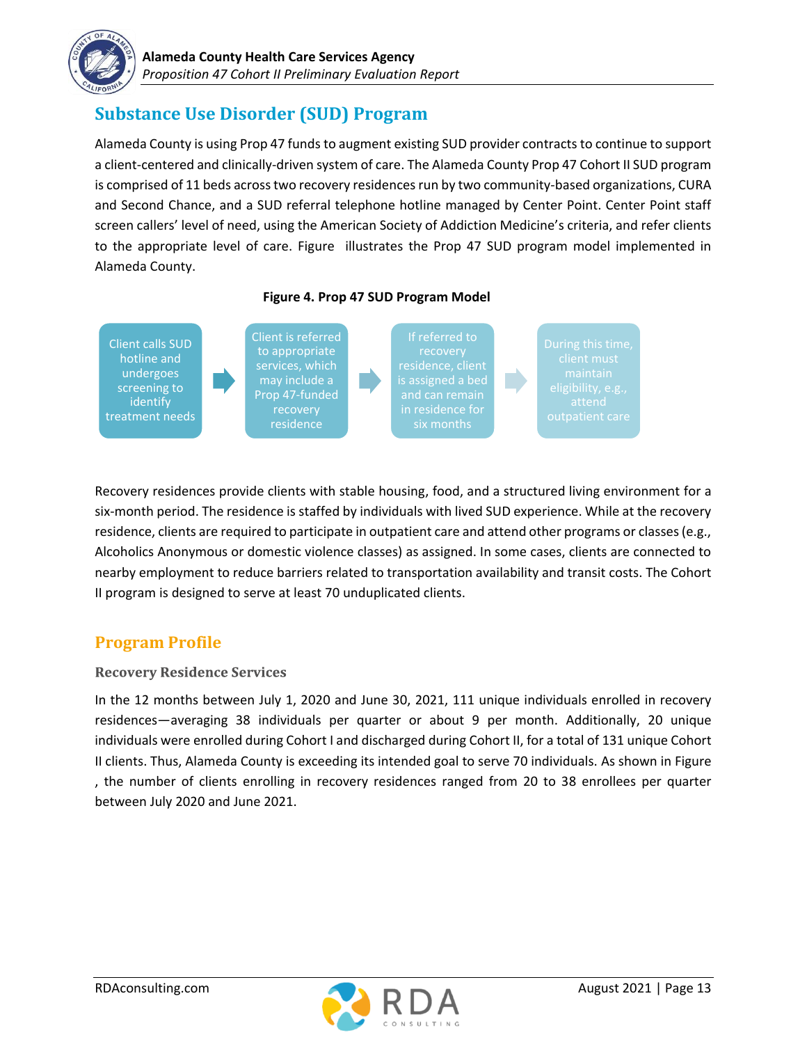## Substance Use Disorder (SUD) Program

Alameda County is using Prop 47 funds to augment existing SUD provider contracts to continue to support a client-centered and clinically-driven system of care. The Alameda County Prop 47 Cohort II SUD program is comprised of 11 beds across two recovery residences run by two community-based organizations, CURA and Second Chance, and a SUD referral telephone hotline managed by Center Point. Center Point staff screen callers' level of need, using the American Society of Addiction Medicine's criteria, and refer clients to the appropriate level of care. Figure  illustrates the Prop 47 SUD program model implemented in Alameda County.

**Figure 4. Prop 47 SUD Program Model**

Client calls SUD hotline and undergoes screening to identify treatment needs → Client is referred to appropriate services, which may include a Prop 47-funded recovery residence → If referred to recovery residence, client is assigned a bed and can remain in residence for six months → During this time, client must maintain eligibility, e.g., attend outpatient care

Recovery residences provide clients with stable housing, food, and a structured living environment for a six-month period. The residence is staffed by individuals with lived SUD experience. While at the recovery residence, clients are required to participate in outpatient care and attend other programs or classes (e.g., Alcoholics Anonymous or domestic violence classes) as assigned. In some cases, clients are connected to nearby employment to reduce barriers related to transportation availability and transit costs. The Cohort II program is designed to serve at least 70 unduplicated clients.

### Program Profile

#### Recovery Residence Services

In the 12 months between July 1, 2020 and June 30, 2021, 111 unique individuals enrolled in recovery residences—averaging 38 individuals per quarter or about 9 per month. Additionally, 20 unique individuals were enrolled during Cohort I and discharged during Cohort II, for a total of 131 unique Cohort II clients. Thus, Alameda County is exceeding its intended goal to serve 70 individuals. As shown in Figure , the number of clients enrolling in recovery residences ranged from 20 to 38 enrollees per quarter between July 2020 and June 2021.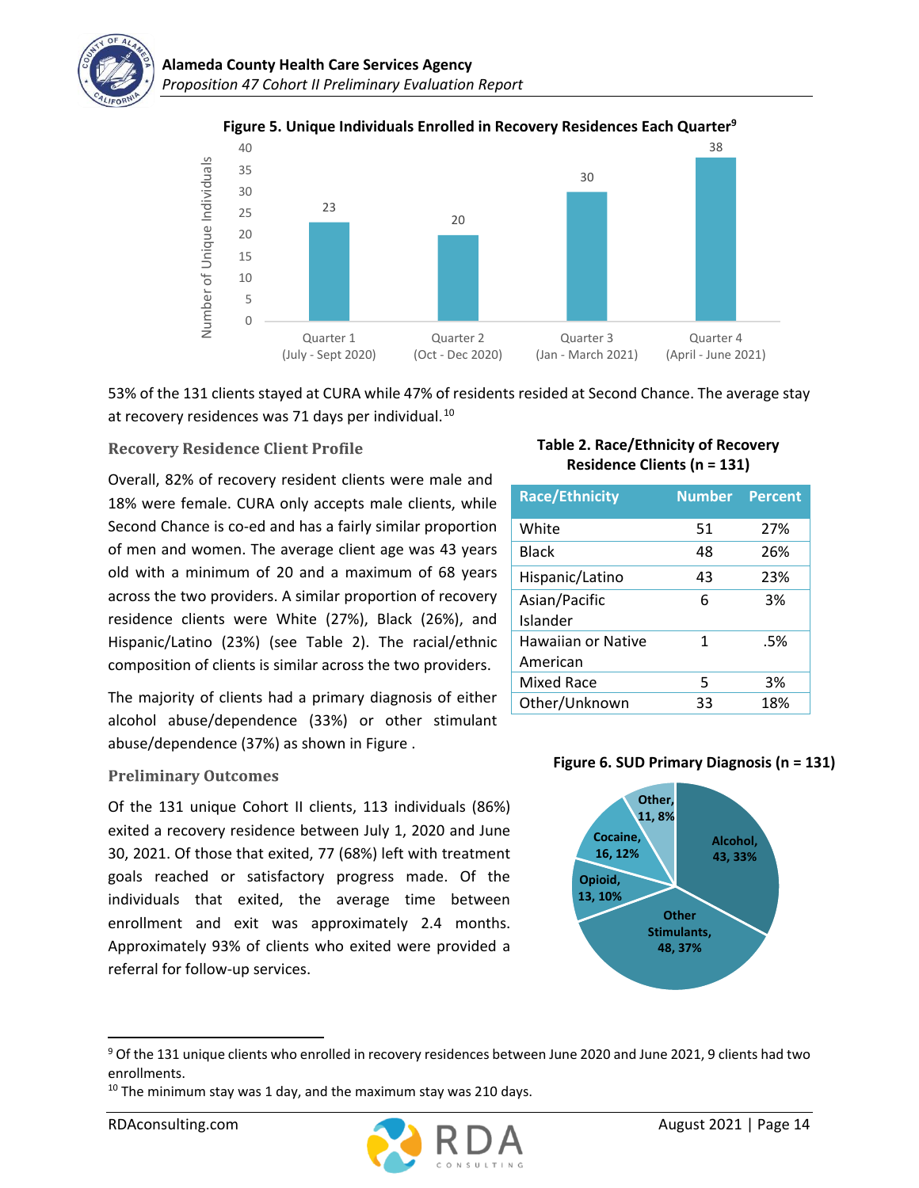**Figure 5. Unique Individuals Enrolled in Recovery Residences Each Quarter**[9]

| Quarter | Number of Unique Individuals |
|---|---|
| Quarter 1 (July - Sept 2020) | 23 |
| Quarter 2 (Oct - Dec 2020) | 20 |
| Quarter 3 (Jan - March 2021) | 30 |
| Quarter 4 (April - June 2021) | 38 |

53% of the 131 clients stayed at CURA while 47% of residents resided at Second Chance. The average stay at recovery residences was 71 days per individual.[10]

### Recovery Residence Client Profile

Overall, 82% of recovery resident clients were male and 18% were female. CURA only accepts male clients, while Second Chance is co-ed and has a fairly similar proportion of men and women. The average client age was 43 years old with a minimum of 20 and a maximum of 68 years across the two providers. A similar proportion of recovery residence clients were White (27%), Black (26%), and Hispanic/Latino (23%) (see Table 2). The racial/ethnic composition of clients is similar across the two providers.

**Table 2. Race/Ethnicity of Recovery Residence Clients (n = 131)**

| Race/Ethnicity | Number | Percent |
|---|---|---|
| White | 51 | 27% |
| Black | 48 | 26% |
| Hispanic/Latino | 43 | 23% |
| Asian/Pacific Islander | 6 | 3% |
| Hawaiian or Native American | 1 | .5% |
| Mixed Race | 5 | 3% |
| Other/Unknown | 33 | 18% |

The majority of clients had a primary diagnosis of either alcohol abuse/dependence (33%) or other stimulant abuse/dependence (37%) as shown in Figure .

**Figure 6. SUD Primary Diagnosis (n = 131)**

| Diagnosis | Number | Percent |
|---|---|---|
| Alcohol | 43 | 33% |
| Other Stimulants | 48 | 37% |
| Opioid | 13 | 10% |
| Cocaine | 16 | 12% |
| Other | 11 | 8% |

### Preliminary Outcomes

Of the 131 unique Cohort II clients, 113 individuals (86%) exited a recovery residence between July 1, 2020 and June 30, 2021. Of those that exited, 77 (68%) left with treatment goals reached or satisfactory progress made. Of the individuals that exited, the average time between enrollment and exit was approximately 2.4 months. Approximately 93% of clients who exited were provided a referral for follow-up services.

[9] Of the 131 unique clients who enrolled in recovery residences between June 2020 and June 2021, 9 clients had two enrollments.

[10] The minimum stay was 1 day, and the maximum stay was 210 days.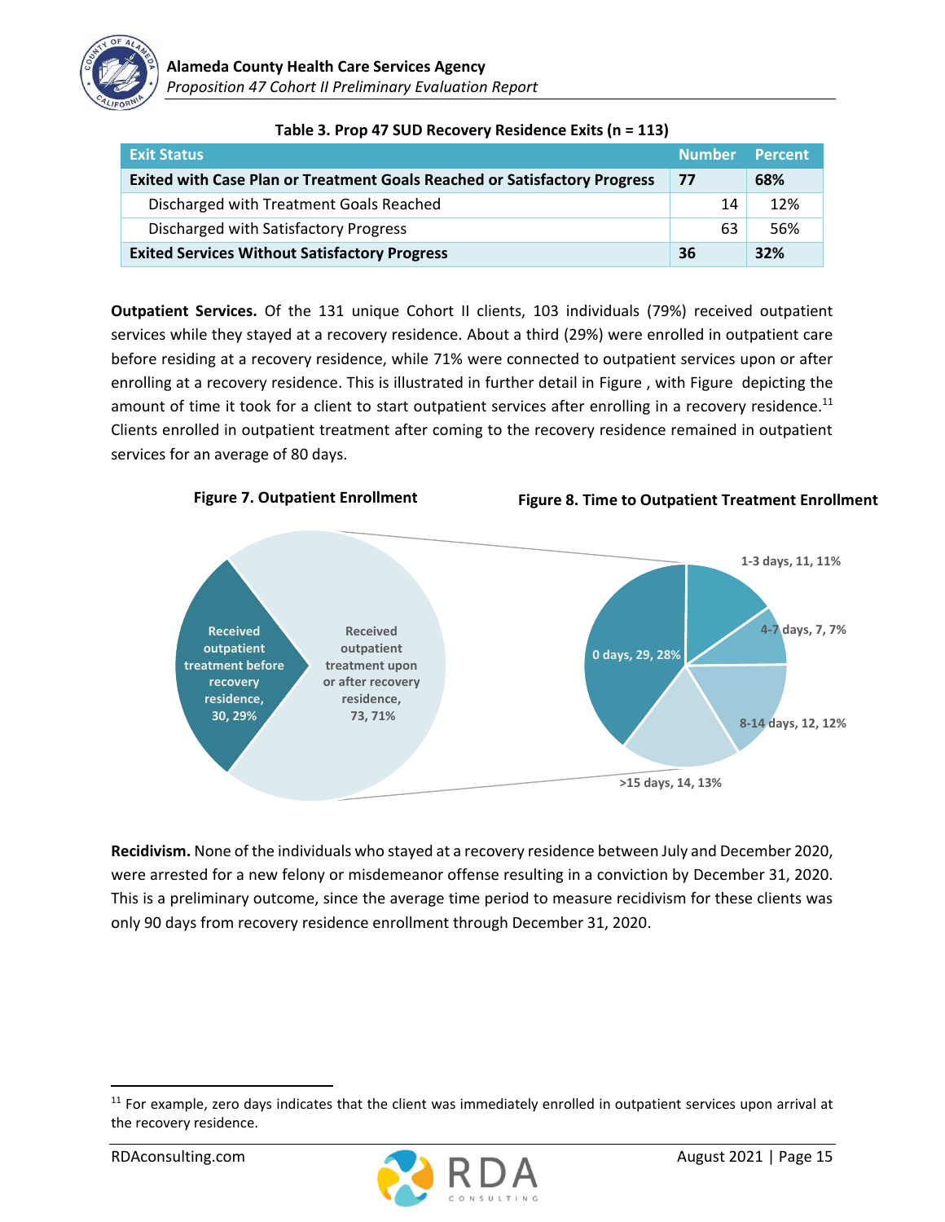**Table 3. Prop 47 SUD Recovery Residence Exits (n = 113)**

| Exit Status | Number | Percent |
|---|---|---|
| **Exited with Case Plan or Treatment Goals Reached or Satisfactory Progress** | **77** | **68%** |
| Discharged with Treatment Goals Reached | 14 | 12% |
| Discharged with Satisfactory Progress | 63 | 56% |
| **Exited Services Without Satisfactory Progress** | **36** | **32%** |

**Outpatient Services.** Of the 131 unique Cohort II clients, 103 individuals (79%) received outpatient services while they stayed at a recovery residence. About a third (29%) were enrolled in outpatient care before residing at a recovery residence, while 71% were connected to outpatient services upon or after enrolling at a recovery residence. This is illustrated in further detail in Figure , with Figure depicting the amount of time it took for a client to start outpatient services after enrolling in a recovery residence.[11] Clients enrolled in outpatient treatment after coming to the recovery residence remained in outpatient services for an average of 80 days.

**Figure 7. Outpatient Enrollment**

- Received outpatient treatment before recovery residence, 30, 29%
- Received outpatient treatment upon or after recovery residence, 73, 71%

**Figure 8. Time to Outpatient Treatment Enrollment**

- 0 days, 29, 28%
- 1-3 days, 11, 11%
- 4-7 days, 7, 7%
- 8-14 days, 12, 12%
- >15 days, 14, 13%

**Recidivism.** None of the individuals who stayed at a recovery residence between July and December 2020, were arrested for a new felony or misdemeanor offense resulting in a conviction by December 31, 2020. This is a preliminary outcome, since the average time period to measure recidivism for these clients was only 90 days from recovery residence enrollment through December 31, 2020.

[11] For example, zero days indicates that the client was immediately enrolled in outpatient services upon arrival at the recovery residence.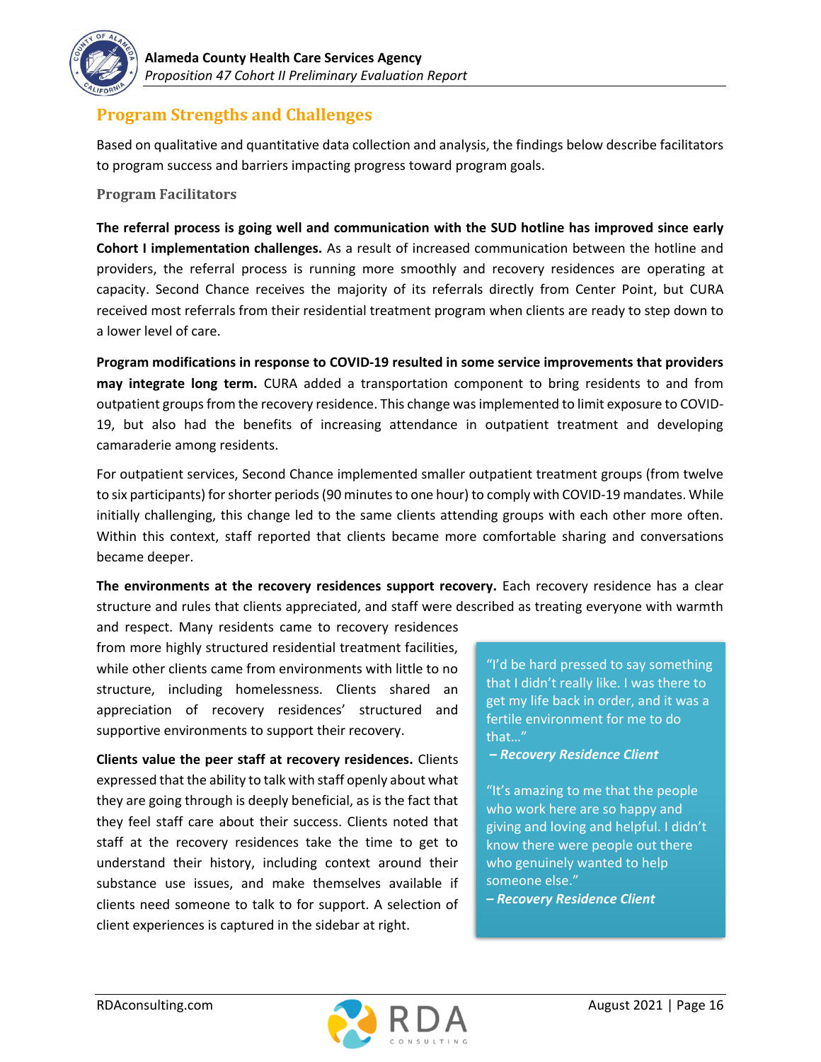## Program Strengths and Challenges

Based on qualitative and quantitative data collection and analysis, the findings below describe facilitators to program success and barriers impacting progress toward program goals.

### Program Facilitators

**The referral process is going well and communication with the SUD hotline has improved since early Cohort I implementation challenges.** As a result of increased communication between the hotline and providers, the referral process is running more smoothly and recovery residences are operating at capacity. Second Chance receives the majority of its referrals directly from Center Point, but CURA received most referrals from their residential treatment program when clients are ready to step down to a lower level of care.

**Program modifications in response to COVID-19 resulted in some service improvements that providers may integrate long term.** CURA added a transportation component to bring residents to and from outpatient groups from the recovery residence. This change was implemented to limit exposure to COVID-19, but also had the benefits of increasing attendance in outpatient treatment and developing camaraderie among residents.

For outpatient services, Second Chance implemented smaller outpatient treatment groups (from twelve to six participants) for shorter periods (90 minutes to one hour) to comply with COVID-19 mandates. While initially challenging, this change led to the same clients attending groups with each other more often. Within this context, staff reported that clients became more comfortable sharing and conversations became deeper.

**The environments at the recovery residences support recovery.** Each recovery residence has a clear structure and rules that clients appreciated, and staff were described as treating everyone with warmth and respect. Many residents came to recovery residences from more highly structured residential treatment facilities, while other clients came from environments with little to no structure, including homelessness. Clients shared an appreciation of recovery residences' structured and supportive environments to support their recovery.

**Clients value the peer staff at recovery residences.** Clients expressed that the ability to talk with staff openly about what they are going through is deeply beneficial, as is the fact that they feel staff care about their success. Clients noted that staff at the recovery residences take the time to get to understand their history, including context around their substance use issues, and make themselves available if clients need someone to talk to for support. A selection of client experiences is captured in the sidebar at right.

> "I'd be hard pressed to say something that I didn't really like. I was there to get my life back in order, and it was a fertile environment for me to do that…"
>
> ***– Recovery Residence Client***
>
> "It's amazing to me that the people who work here are so happy and giving and loving and helpful. I didn't know there were people out there who genuinely wanted to help someone else."
>
> ***– Recovery Residence Client***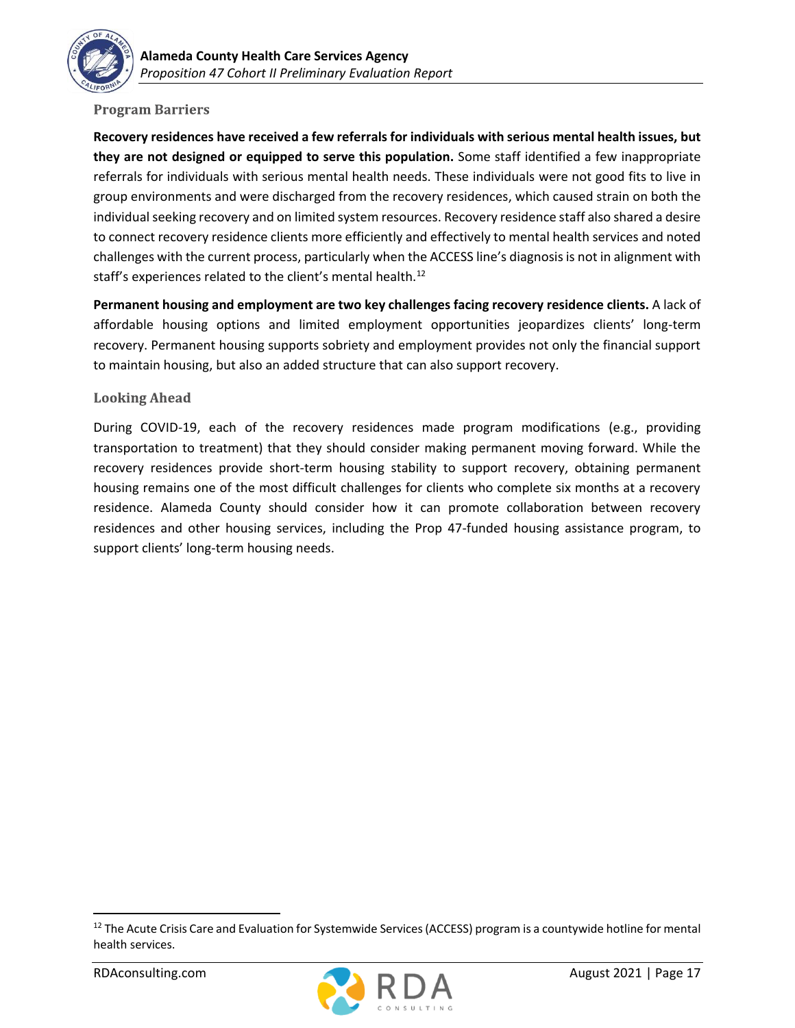### Program Barriers

**Recovery residences have received a few referrals for individuals with serious mental health issues, but they are not designed or equipped to serve this population.** Some staff identified a few inappropriate referrals for individuals with serious mental health needs. These individuals were not good fits to live in group environments and were discharged from the recovery residences, which caused strain on both the individual seeking recovery and on limited system resources. Recovery residence staff also shared a desire to connect recovery residence clients more efficiently and effectively to mental health services and noted challenges with the current process, particularly when the ACCESS line's diagnosis is not in alignment with staff's experiences related to the client's mental health.[12]

**Permanent housing and employment are two key challenges facing recovery residence clients.** A lack of affordable housing options and limited employment opportunities jeopardizes clients' long-term recovery. Permanent housing supports sobriety and employment provides not only the financial support to maintain housing, but also an added structure that can also support recovery.

### Looking Ahead

During COVID-19, each of the recovery residences made program modifications (e.g., providing transportation to treatment) that they should consider making permanent moving forward. While the recovery residences provide short-term housing stability to support recovery, obtaining permanent housing remains one of the most difficult challenges for clients who complete six months at a recovery residence. Alameda County should consider how it can promote collaboration between recovery residences and other housing services, including the Prop 47-funded housing assistance program, to support clients' long-term housing needs.

---

[12] The Acute Crisis Care and Evaluation for Systemwide Services (ACCESS) program is a countywide hotline for mental health services.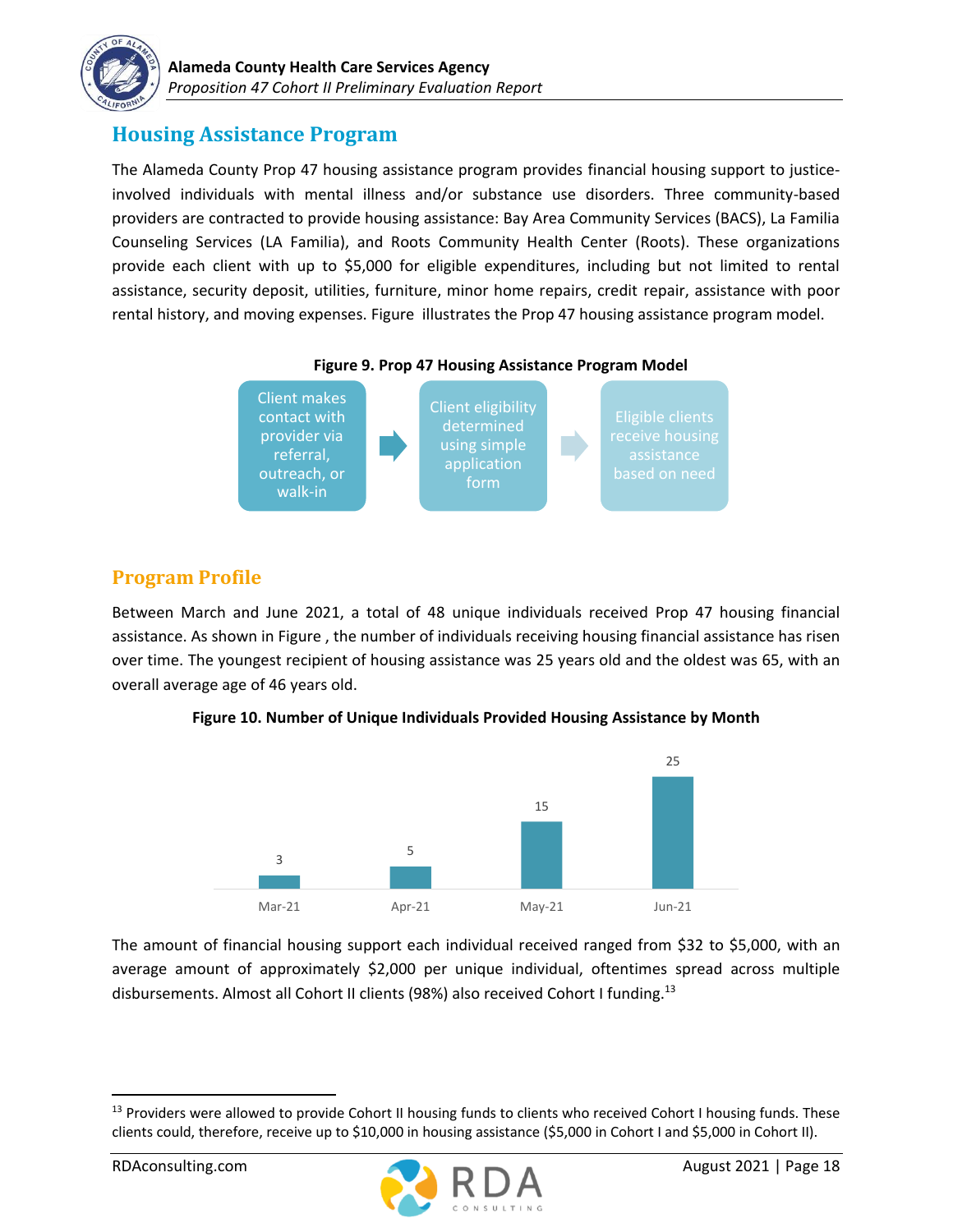## Housing Assistance Program

The Alameda County Prop 47 housing assistance program provides financial housing support to justice-involved individuals with mental illness and/or substance use disorders. Three community-based providers are contracted to provide housing assistance: Bay Area Community Services (BACS), La Familia Counseling Services (LA Familia), and Roots Community Health Center (Roots). These organizations provide each client with up to $5,000 for eligible expenditures, including but not limited to rental assistance, security deposit, utilities, furniture, minor home repairs, credit repair, assistance with poor rental history, and moving expenses. Figure illustrates the Prop 47 housing assistance program model.

**Figure 9. Prop 47 Housing Assistance Program Model**

Client makes contact with provider via referral, outreach, or walk-in → Client eligibility determined using simple application form → Eligible clients receive housing assistance based on need

### Program Profile

Between March and June 2021, a total of 48 unique individuals received Prop 47 housing financial assistance. As shown in Figure , the number of individuals receiving housing financial assistance has risen over time. The youngest recipient of housing assistance was 25 years old and the oldest was 65, with an overall average age of 46 years old.

**Figure 10. Number of Unique Individuals Provided Housing Assistance by Month**

| Month | Number of Individuals |
| --- | --- |
| Mar-21 | 3 |
| Apr-21 | 5 |
| May-21 | 15 |
| Jun-21 | 25 |

The amount of financial housing support each individual received ranged from $32 to $5,000, with an average amount of approximately $2,000 per unique individual, oftentimes spread across multiple disbursements. Almost all Cohort II clients (98%) also received Cohort I funding.[13]

[13] Providers were allowed to provide Cohort II housing funds to clients who received Cohort I housing funds. These clients could, therefore, receive up to $10,000 in housing assistance ($5,000 in Cohort I and $5,000 in Cohort II).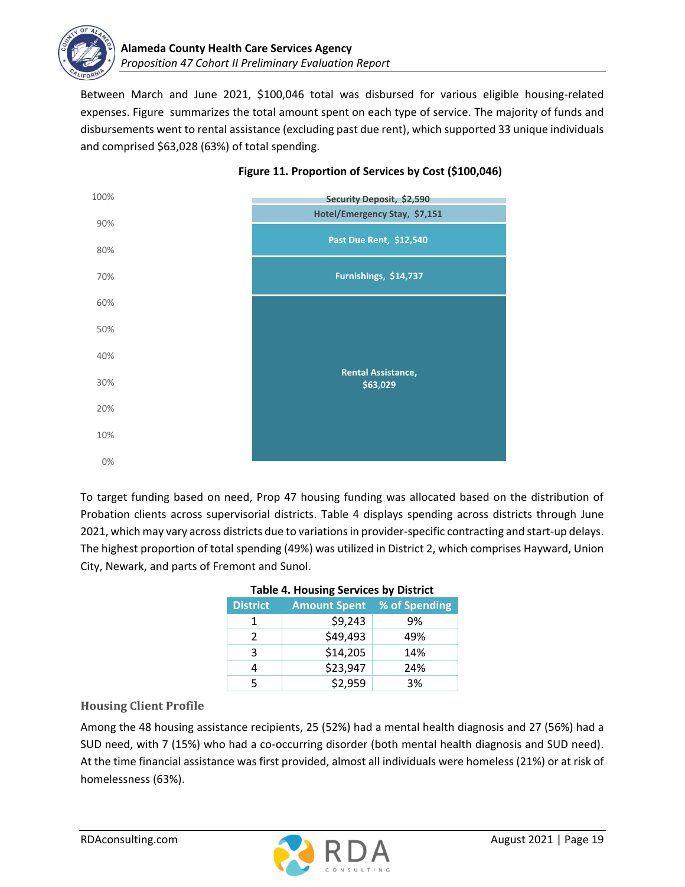Between March and June 2021, $100,046 total was disbursed for various eligible housing-related expenses. Figure  summarizes the total amount spent on each type of service. The majority of funds and disbursements went to rental assistance (excluding past due rent), which supported 33 unique individuals and comprised $63,028 (63%) of total spending.

**Figure 11. Proportion of Services by Cost ($100,046)**

| Service | Cost |
|---|---|
| Security Deposit | $2,590 |
| Hotel/Emergency Stay | $7,151 |
| Past Due Rent | $12,540 |
| Furnishings | $14,737 |
| Rental Assistance | $63,029 |

To target funding based on need, Prop 47 housing funding was allocated based on the distribution of Probation clients across supervisorial districts. Table 4 displays spending across districts through June 2021, which may vary across districts due to variations in provider-specific contracting and start-up delays. The highest proportion of total spending (49%) was utilized in District 2, which comprises Hayward, Union City, Newark, and parts of Fremont and Sunol.

**Table 4. Housing Services by District**

| District | Amount Spent | % of Spending |
|---|---|---|
| 1 | $9,243 | 9% |
| 2 | $49,493 | 49% |
| 3 | $14,205 | 14% |
| 4 | $23,947 | 24% |
| 5 | $2,959 | 3% |

### Housing Client Profile

Among the 48 housing assistance recipients, 25 (52%) had a mental health diagnosis and 27 (56%) had a SUD need, with 7 (15%) who had a co-occurring disorder (both mental health diagnosis and SUD need). At the time financial assistance was first provided, almost all individuals were homeless (21%) or at risk of homelessness (63%).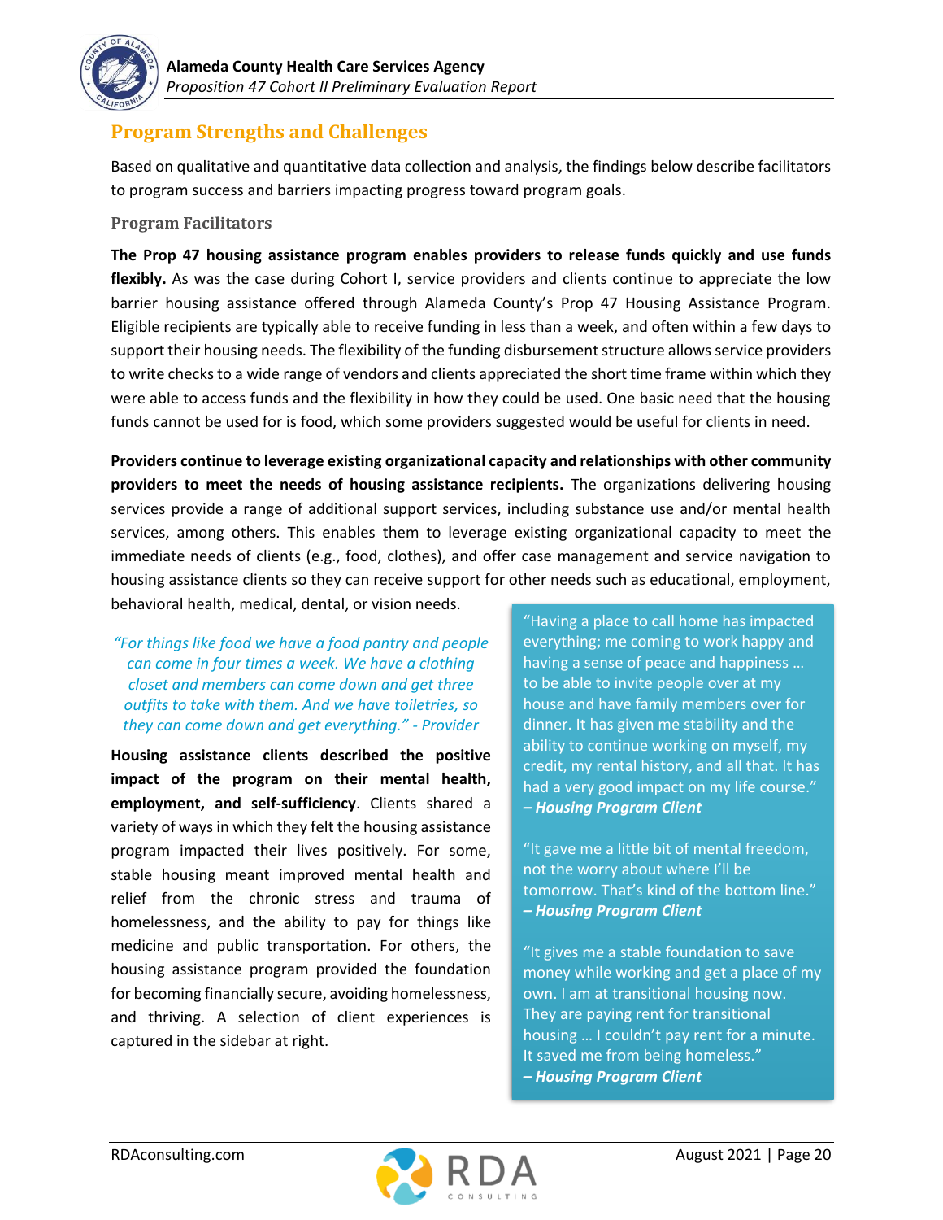## Program Strengths and Challenges

Based on qualitative and quantitative data collection and analysis, the findings below describe facilitators to program success and barriers impacting progress toward program goals.

### Program Facilitators

**The Prop 47 housing assistance program enables providers to release funds quickly and use funds flexibly.** As was the case during Cohort I, service providers and clients continue to appreciate the low barrier housing assistance offered through Alameda County's Prop 47 Housing Assistance Program. Eligible recipients are typically able to receive funding in less than a week, and often within a few days to support their housing needs. The flexibility of the funding disbursement structure allows service providers to write checks to a wide range of vendors and clients appreciated the short time frame within which they were able to access funds and the flexibility in how they could be used. One basic need that the housing funds cannot be used for is food, which some providers suggested would be useful for clients in need.

**Providers continue to leverage existing organizational capacity and relationships with other community providers to meet the needs of housing assistance recipients.** The organizations delivering housing services provide a range of additional support services, including substance use and/or mental health services, among others. This enables them to leverage existing organizational capacity to meet the immediate needs of clients (e.g., food, clothes), and offer case management and service navigation to housing assistance clients so they can receive support for other needs such as educational, employment, behavioral health, medical, dental, or vision needs.

*"For things like food we have a food pantry and people can come in four times a week. We have a clothing closet and members can come down and get three outfits to take with them. And we have toiletries, so they can come down and get everything." - Provider*

**Housing assistance clients described the positive impact of the program on their mental health, employment, and self-sufficiency**. Clients shared a variety of ways in which they felt the housing assistance program impacted their lives positively. For some, stable housing meant improved mental health and relief from the chronic stress and trauma of homelessness, and the ability to pay for things like medicine and public transportation. For others, the housing assistance program provided the foundation for becoming financially secure, avoiding homelessness, and thriving. A selection of client experiences is captured in the sidebar at right.

"Having a place to call home has impacted everything; me coming to work happy and having a sense of peace and happiness … to be able to invite people over at my house and have family members over for dinner. It has given me stability and the ability to continue working on myself, my credit, my rental history, and all that. It has had a very good impact on my life course."
***– Housing Program Client***

"It gave me a little bit of mental freedom, not the worry about where I'll be tomorrow. That's kind of the bottom line."
***– Housing Program Client***

"It gives me a stable foundation to save money while working and get a place of my own. I am at transitional housing now. They are paying rent for transitional housing … I couldn't pay rent for a minute. It saved me from being homeless."
***– Housing Program Client***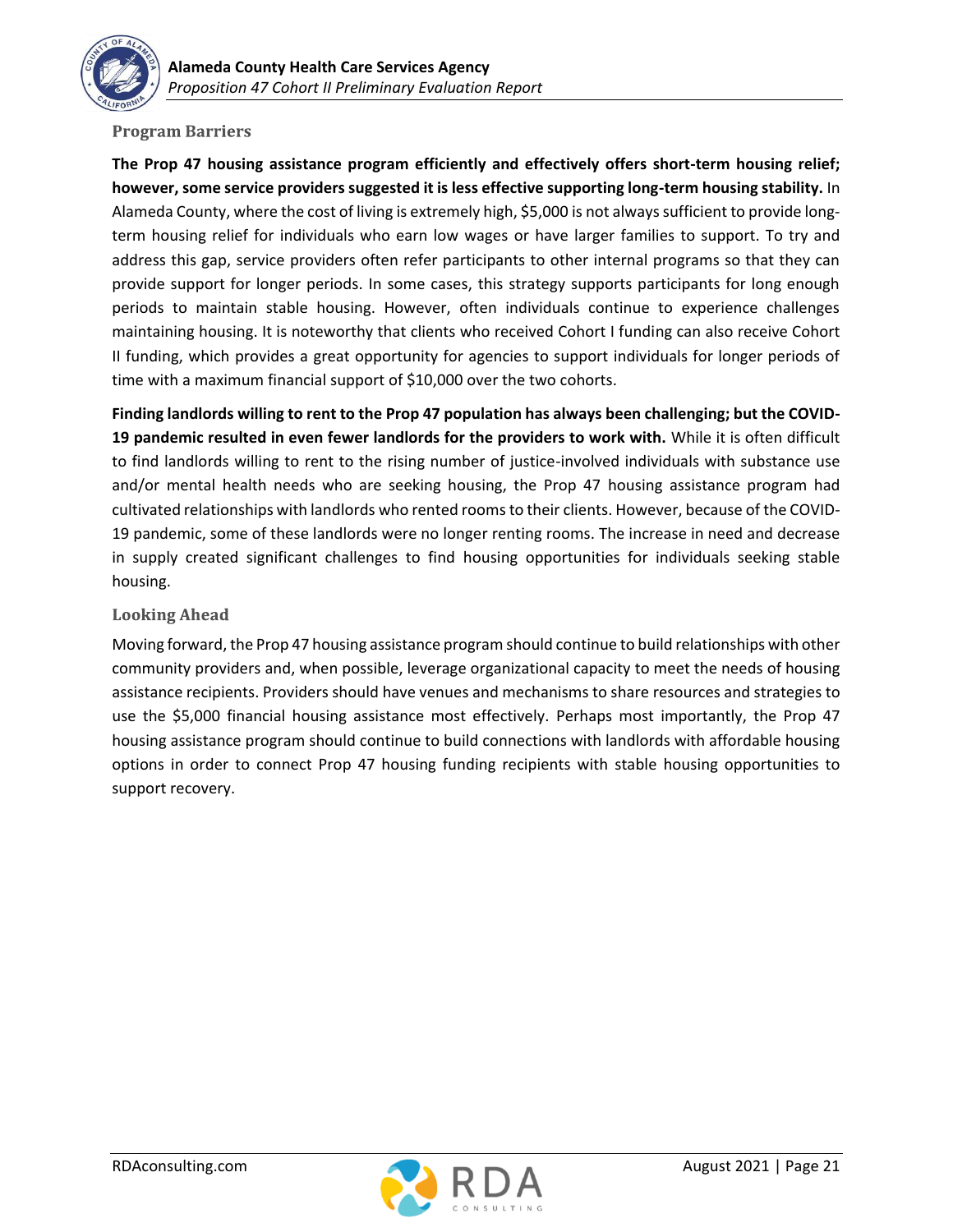### Program Barriers

**The Prop 47 housing assistance program efficiently and effectively offers short-term housing relief; however, some service providers suggested it is less effective supporting long-term housing stability.** In Alameda County, where the cost of living is extremely high, $5,000 is not always sufficient to provide long-term housing relief for individuals who earn low wages or have larger families to support. To try and address this gap, service providers often refer participants to other internal programs so that they can provide support for longer periods. In some cases, this strategy supports participants for long enough periods to maintain stable housing. However, often individuals continue to experience challenges maintaining housing. It is noteworthy that clients who received Cohort I funding can also receive Cohort II funding, which provides a great opportunity for agencies to support individuals for longer periods of time with a maximum financial support of $10,000 over the two cohorts.

**Finding landlords willing to rent to the Prop 47 population has always been challenging; but the COVID-19 pandemic resulted in even fewer landlords for the providers to work with.** While it is often difficult to find landlords willing to rent to the rising number of justice-involved individuals with substance use and/or mental health needs who are seeking housing, the Prop 47 housing assistance program had cultivated relationships with landlords who rented rooms to their clients. However, because of the COVID-19 pandemic, some of these landlords were no longer renting rooms. The increase in need and decrease in supply created significant challenges to find housing opportunities for individuals seeking stable housing.

### Looking Ahead

Moving forward, the Prop 47 housing assistance program should continue to build relationships with other community providers and, when possible, leverage organizational capacity to meet the needs of housing assistance recipients. Providers should have venues and mechanisms to share resources and strategies to use the $5,000 financial housing assistance most effectively. Perhaps most importantly, the Prop 47 housing assistance program should continue to build connections with landlords with affordable housing options in order to connect Prop 47 housing funding recipients with stable housing opportunities to support recovery.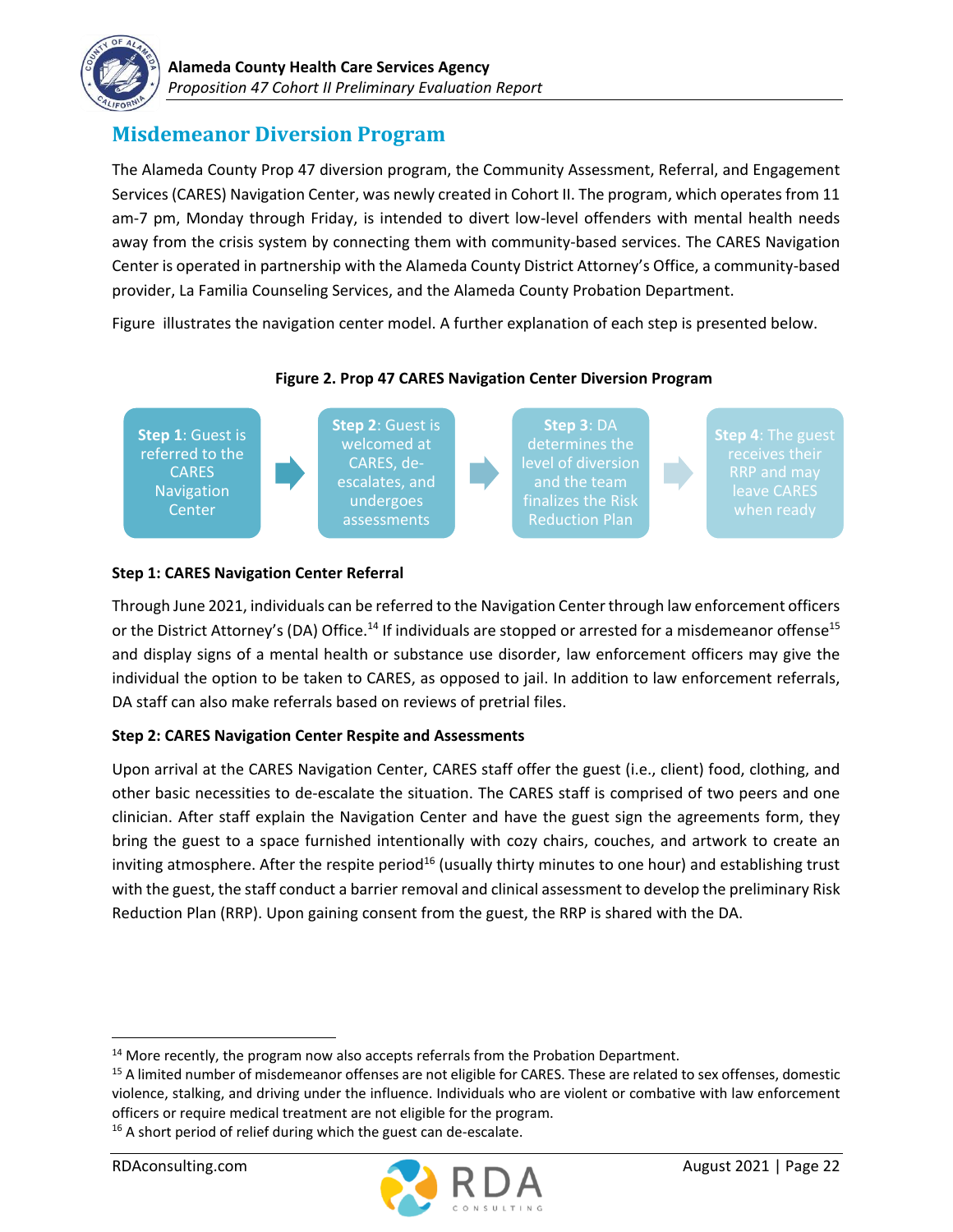## Misdemeanor Diversion Program

The Alameda County Prop 47 diversion program, the Community Assessment, Referral, and Engagement Services (CARES) Navigation Center, was newly created in Cohort II. The program, which operates from 11 am-7 pm, Monday through Friday, is intended to divert low-level offenders with mental health needs away from the crisis system by connecting them with community-based services. The CARES Navigation Center is operated in partnership with the Alameda County District Attorney's Office, a community-based provider, La Familia Counseling Services, and the Alameda County Probation Department.

Figure  illustrates the navigation center model. A further explanation of each step is presented below.

**Figure 2. Prop 47 CARES Navigation Center Diversion Program**

**Step 1**: Guest is referred to the CARES Navigation Center → **Step 2**: Guest is welcomed at CARES, de-escalates, and undergoes assessments → **Step 3**: DA determines the level of diversion and the team finalizes the Risk Reduction Plan → **Step 4**: The guest receives their RRP and may leave CARES when ready

**Step 1: CARES Navigation Center Referral**

Through June 2021, individuals can be referred to the Navigation Center through law enforcement officers or the District Attorney's (DA) Office.[14] If individuals are stopped or arrested for a misdemeanor offense[15] and display signs of a mental health or substance use disorder, law enforcement officers may give the individual the option to be taken to CARES, as opposed to jail. In addition to law enforcement referrals, DA staff can also make referrals based on reviews of pretrial files.

**Step 2: CARES Navigation Center Respite and Assessments**

Upon arrival at the CARES Navigation Center, CARES staff offer the guest (i.e., client) food, clothing, and other basic necessities to de-escalate the situation. The CARES staff is comprised of two peers and one clinician. After staff explain the Navigation Center and have the guest sign the agreements form, they bring the guest to a space furnished intentionally with cozy chairs, couches, and artwork to create an inviting atmosphere. After the respite period[16] (usually thirty minutes to one hour) and establishing trust with the guest, the staff conduct a barrier removal and clinical assessment to develop the preliminary Risk Reduction Plan (RRP). Upon gaining consent from the guest, the RRP is shared with the DA.

---

[14] More recently, the program now also accepts referrals from the Probation Department.

[15] A limited number of misdemeanor offenses are not eligible for CARES. These are related to sex offenses, domestic violence, stalking, and driving under the influence. Individuals who are violent or combative with law enforcement officers or require medical treatment are not eligible for the program.

[16] A short period of relief during which the guest can de-escalate.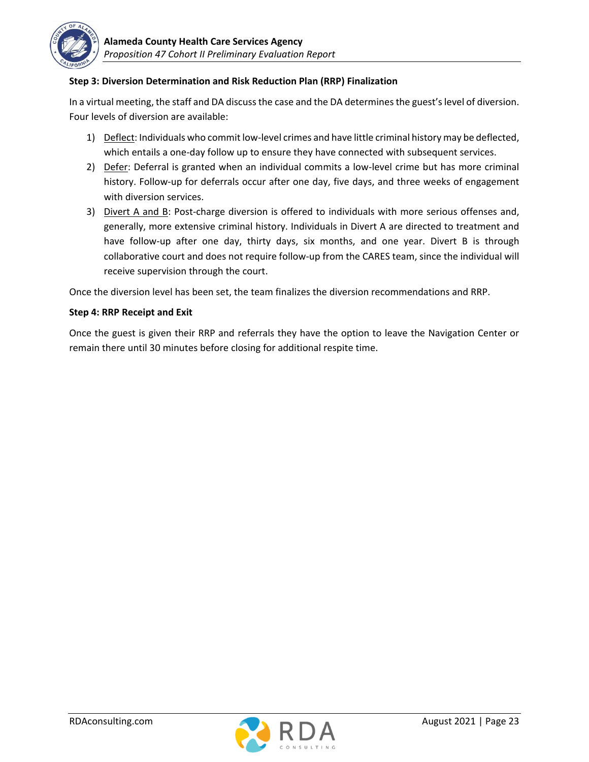**Step 3: Diversion Determination and Risk Reduction Plan (RRP) Finalization**

In a virtual meeting, the staff and DA discuss the case and the DA determines the guest's level of diversion. Four levels of diversion are available:

1) Deflect: Individuals who commit low-level crimes and have little criminal history may be deflected, which entails a one-day follow up to ensure they have connected with subsequent services.
2) Defer: Deferral is granted when an individual commits a low-level crime but has more criminal history. Follow-up for deferrals occur after one day, five days, and three weeks of engagement with diversion services.
3) Divert A and B: Post-charge diversion is offered to individuals with more serious offenses and, generally, more extensive criminal history. Individuals in Divert A are directed to treatment and have follow-up after one day, thirty days, six months, and one year. Divert B is through collaborative court and does not require follow-up from the CARES team, since the individual will receive supervision through the court.

Once the diversion level has been set, the team finalizes the diversion recommendations and RRP.

**Step 4: RRP Receipt and Exit**

Once the guest is given their RRP and referrals they have the option to leave the Navigation Center or remain there until 30 minutes before closing for additional respite time.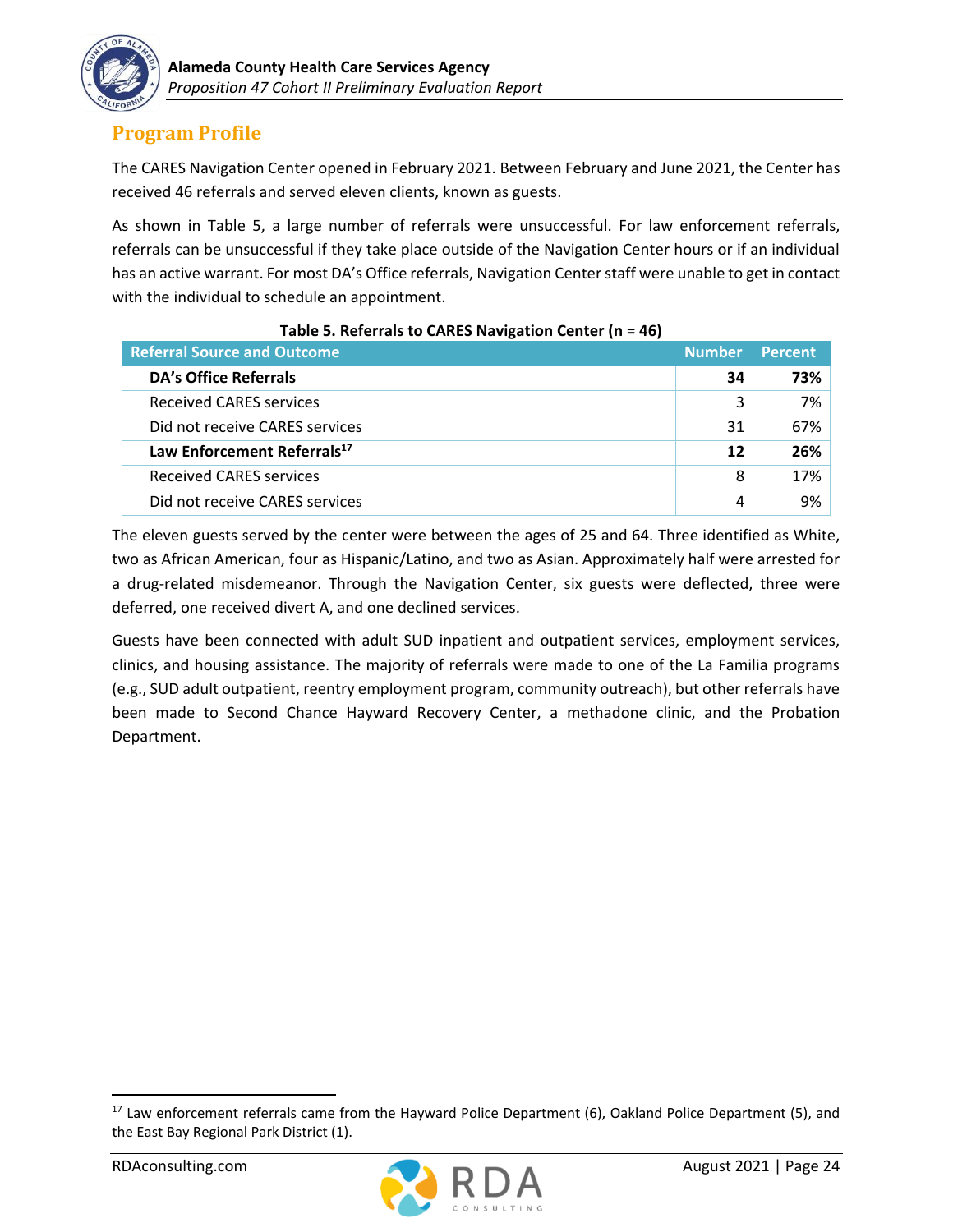## Program Profile

The CARES Navigation Center opened in February 2021. Between February and June 2021, the Center has received 46 referrals and served eleven clients, known as guests.

As shown in Table 5, a large number of referrals were unsuccessful. For law enforcement referrals, referrals can be unsuccessful if they take place outside of the Navigation Center hours or if an individual has an active warrant. For most DA's Office referrals, Navigation Center staff were unable to get in contact with the individual to schedule an appointment.

**Table 5. Referrals to CARES Navigation Center (n = 46)**

| Referral Source and Outcome | Number | Percent |
|---|---|---|
| **DA's Office Referrals** | **34** | **73%** |
| Received CARES services | 3 | 7% |
| Did not receive CARES services | 31 | 67% |
| **Law Enforcement Referrals[17]** | **12** | **26%** |
| Received CARES services | 8 | 17% |
| Did not receive CARES services | 4 | 9% |

The eleven guests served by the center were between the ages of 25 and 64. Three identified as White, two as African American, four as Hispanic/Latino, and two as Asian. Approximately half were arrested for a drug-related misdemeanor. Through the Navigation Center, six guests were deflected, three were deferred, one received divert A, and one declined services.

Guests have been connected with adult SUD inpatient and outpatient services, employment services, clinics, and housing assistance. The majority of referrals were made to one of the La Familia programs (e.g., SUD adult outpatient, reentry employment program, community outreach), but other referrals have been made to Second Chance Hayward Recovery Center, a methadone clinic, and the Probation Department.

[17] Law enforcement referrals came from the Hayward Police Department (6), Oakland Police Department (5), and the East Bay Regional Park District (1).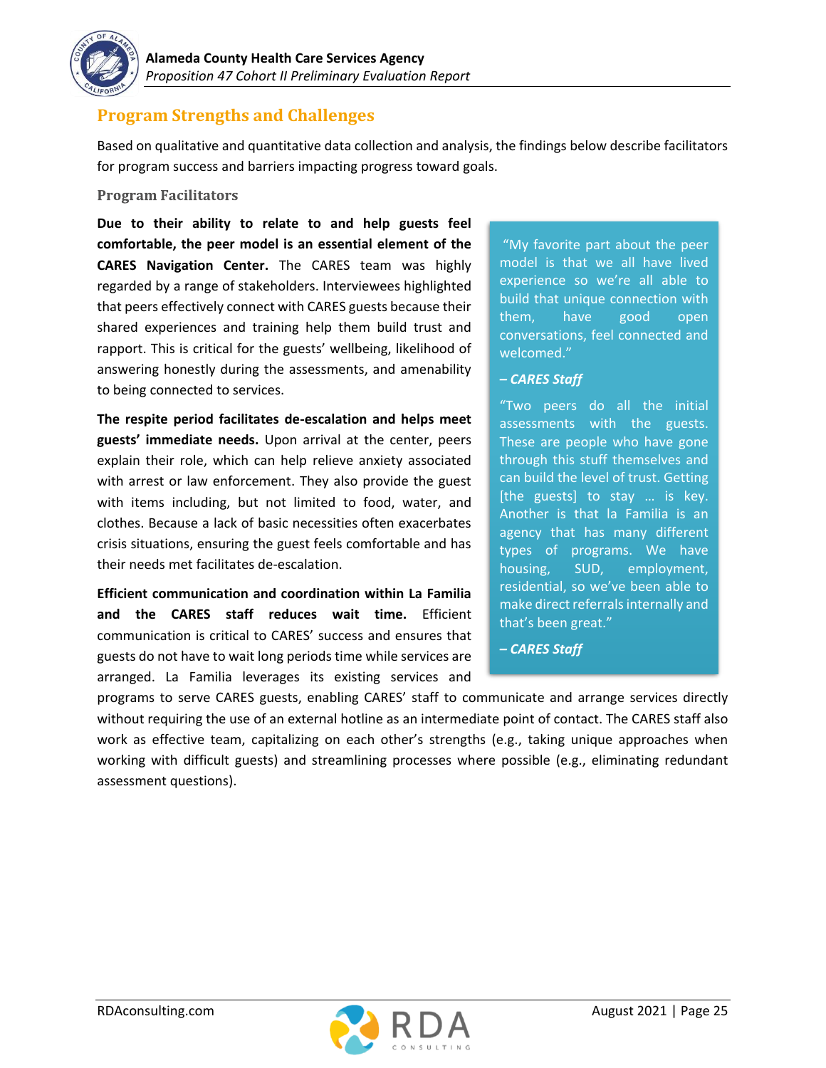## Program Strengths and Challenges

Based on qualitative and quantitative data collection and analysis, the findings below describe facilitators for program success and barriers impacting progress toward goals.

### Program Facilitators

**Due to their ability to relate to and help guests feel comfortable, the peer model is an essential element of the CARES Navigation Center.** The CARES team was highly regarded by a range of stakeholders. Interviewees highlighted that peers effectively connect with CARES guests because their shared experiences and training help them build trust and rapport. This is critical for the guests' wellbeing, likelihood of answering honestly during the assessments, and amenability to being connected to services.

> "My favorite part about the peer model is that we all have lived experience so we're all able to build that unique connection with them, have good open conversations, feel connected and welcomed."
>
> ***– CARES Staff***
>
> "Two peers do all the initial assessments with the guests. These are people who have gone through this stuff themselves and can build the level of trust. Getting [the guests] to stay … is key. Another is that la Familia is an agency that has many different types of programs. We have housing, SUD, employment, residential, so we've been able to make direct referrals internally and that's been great."
>
> ***– CARES Staff***

**The respite period facilitates de-escalation and helps meet guests' immediate needs.** Upon arrival at the center, peers explain their role, which can help relieve anxiety associated with arrest or law enforcement. They also provide the guest with items including, but not limited to, food, water, and clothes. Because a lack of basic necessities often exacerbates crisis situations, ensuring the guest feels comfortable and has their needs met facilitates de-escalation.

**Efficient communication and coordination within La Familia and the CARES staff reduces wait time.** Efficient communication is critical to CARES' success and ensures that guests do not have to wait long periods time while services are arranged. La Familia leverages its existing services and programs to serve CARES guests, enabling CARES' staff to communicate and arrange services directly without requiring the use of an external hotline as an intermediate point of contact. The CARES staff also work as effective team, capitalizing on each other's strengths (e.g., taking unique approaches when working with difficult guests) and streamlining processes where possible (e.g., eliminating redundant assessment questions).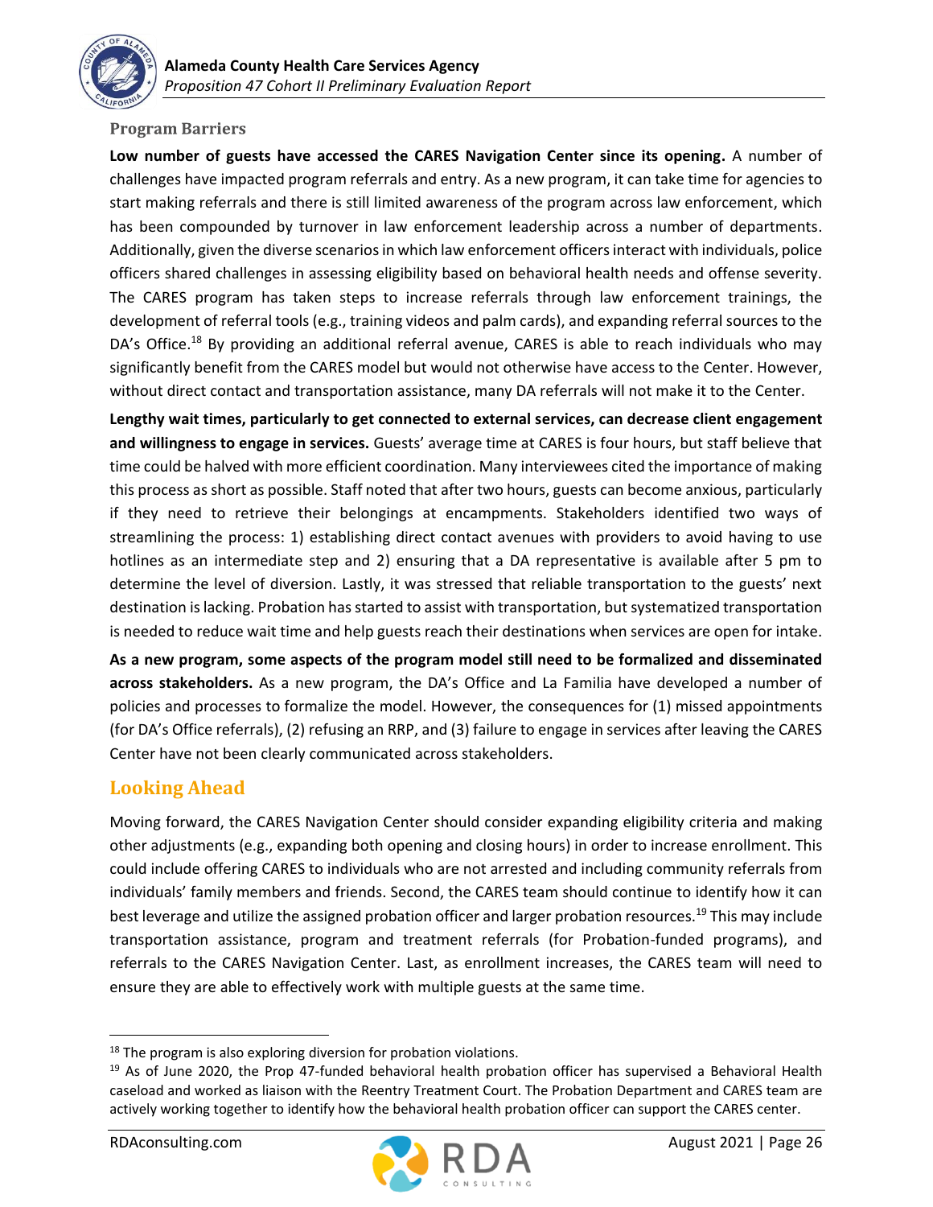### Program Barriers

**Low number of guests have accessed the CARES Navigation Center since its opening.** A number of challenges have impacted program referrals and entry. As a new program, it can take time for agencies to start making referrals and there is still limited awareness of the program across law enforcement, which has been compounded by turnover in law enforcement leadership across a number of departments. Additionally, given the diverse scenarios in which law enforcement officers interact with individuals, police officers shared challenges in assessing eligibility based on behavioral health needs and offense severity. The CARES program has taken steps to increase referrals through law enforcement trainings, the development of referral tools (e.g., training videos and palm cards), and expanding referral sources to the DA's Office.[18] By providing an additional referral avenue, CARES is able to reach individuals who may significantly benefit from the CARES model but would not otherwise have access to the Center. However, without direct contact and transportation assistance, many DA referrals will not make it to the Center.

**Lengthy wait times, particularly to get connected to external services, can decrease client engagement and willingness to engage in services.** Guests' average time at CARES is four hours, but staff believe that time could be halved with more efficient coordination. Many interviewees cited the importance of making this process as short as possible. Staff noted that after two hours, guests can become anxious, particularly if they need to retrieve their belongings at encampments. Stakeholders identified two ways of streamlining the process: 1) establishing direct contact avenues with providers to avoid having to use hotlines as an intermediate step and 2) ensuring that a DA representative is available after 5 pm to determine the level of diversion. Lastly, it was stressed that reliable transportation to the guests' next destination is lacking. Probation has started to assist with transportation, but systematized transportation is needed to reduce wait time and help guests reach their destinations when services are open for intake.

**As a new program, some aspects of the program model still need to be formalized and disseminated across stakeholders.** As a new program, the DA's Office and La Familia have developed a number of policies and processes to formalize the model. However, the consequences for (1) missed appointments (for DA's Office referrals), (2) refusing an RRP, and (3) failure to engage in services after leaving the CARES Center have not been clearly communicated across stakeholders.

## Looking Ahead

Moving forward, the CARES Navigation Center should consider expanding eligibility criteria and making other adjustments (e.g., expanding both opening and closing hours) in order to increase enrollment. This could include offering CARES to individuals who are not arrested and including community referrals from individuals' family members and friends. Second, the CARES team should continue to identify how it can best leverage and utilize the assigned probation officer and larger probation resources.[19] This may include transportation assistance, program and treatment referrals (for Probation-funded programs), and referrals to the CARES Navigation Center. Last, as enrollment increases, the CARES team will need to ensure they are able to effectively work with multiple guests at the same time.

---

[18] The program is also exploring diversion for probation violations.

[19] As of June 2020, the Prop 47-funded behavioral health probation officer has supervised a Behavioral Health caseload and worked as liaison with the Reentry Treatment Court. The Probation Department and CARES team are actively working together to identify how the behavioral health probation officer can support the CARES center.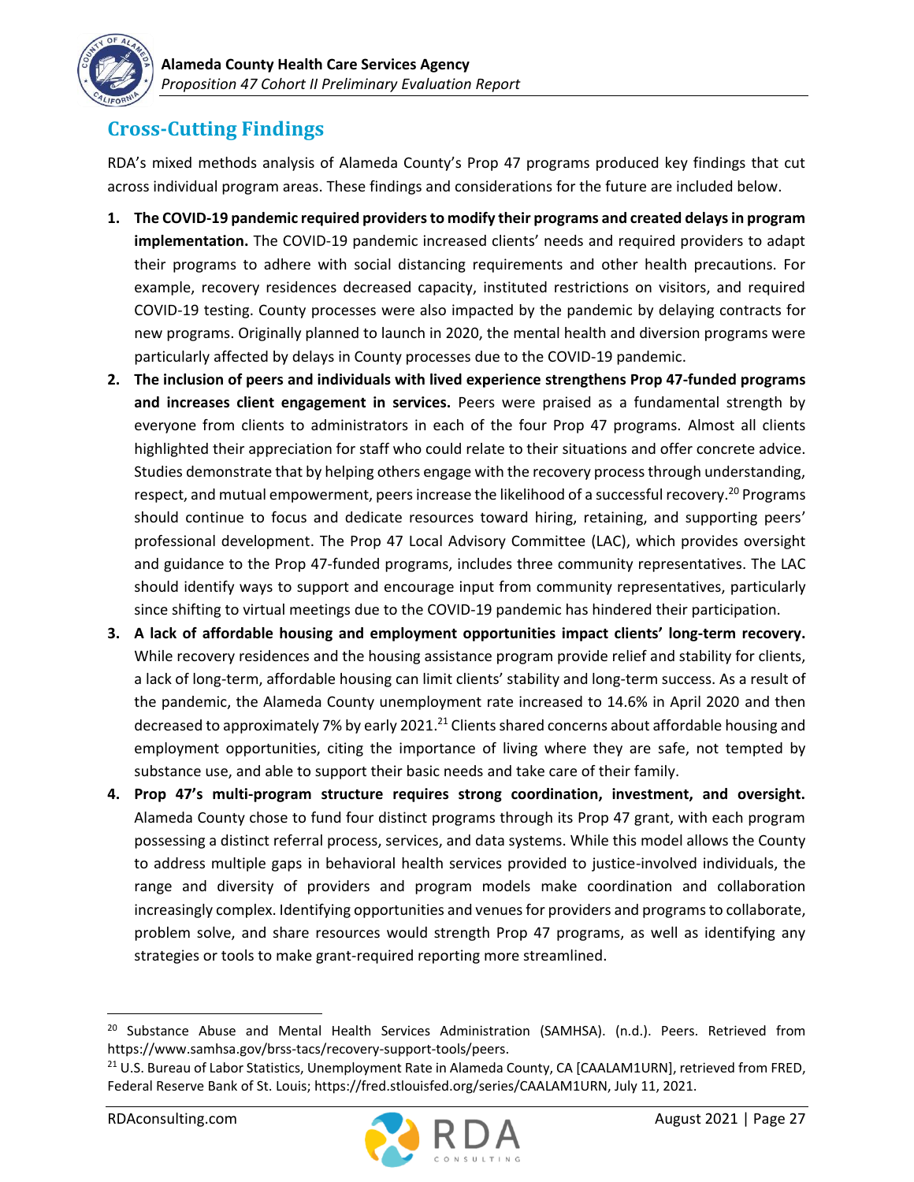## Cross-Cutting Findings

RDA's mixed methods analysis of Alameda County's Prop 47 programs produced key findings that cut across individual program areas. These findings and considerations for the future are included below.

1. **The COVID-19 pandemic required providers to modify their programs and created delays in program implementation.** The COVID-19 pandemic increased clients' needs and required providers to adapt their programs to adhere with social distancing requirements and other health precautions. For example, recovery residences decreased capacity, instituted restrictions on visitors, and required COVID-19 testing. County processes were also impacted by the pandemic by delaying contracts for new programs. Originally planned to launch in 2020, the mental health and diversion programs were particularly affected by delays in County processes due to the COVID-19 pandemic.
2. **The inclusion of peers and individuals with lived experience strengthens Prop 47-funded programs and increases client engagement in services.** Peers were praised as a fundamental strength by everyone from clients to administrators in each of the four Prop 47 programs. Almost all clients highlighted their appreciation for staff who could relate to their situations and offer concrete advice. Studies demonstrate that by helping others engage with the recovery process through understanding, respect, and mutual empowerment, peers increase the likelihood of a successful recovery.[20] Programs should continue to focus and dedicate resources toward hiring, retaining, and supporting peers' professional development. The Prop 47 Local Advisory Committee (LAC), which provides oversight and guidance to the Prop 47-funded programs, includes three community representatives. The LAC should identify ways to support and encourage input from community representatives, particularly since shifting to virtual meetings due to the COVID-19 pandemic has hindered their participation.
3. **A lack of affordable housing and employment opportunities impact clients' long-term recovery.** While recovery residences and the housing assistance program provide relief and stability for clients, a lack of long-term, affordable housing can limit clients' stability and long-term success. As a result of the pandemic, the Alameda County unemployment rate increased to 14.6% in April 2020 and then decreased to approximately 7% by early 2021.[21] Clients shared concerns about affordable housing and employment opportunities, citing the importance of living where they are safe, not tempted by substance use, and able to support their basic needs and take care of their family.
4. **Prop 47's multi-program structure requires strong coordination, investment, and oversight.** Alameda County chose to fund four distinct programs through its Prop 47 grant, with each program possessing a distinct referral process, services, and data systems. While this model allows the County to address multiple gaps in behavioral health services provided to justice-involved individuals, the range and diversity of providers and program models make coordination and collaboration increasingly complex. Identifying opportunities and venues for providers and programs to collaborate, problem solve, and share resources would strength Prop 47 programs, as well as identifying any strategies or tools to make grant-required reporting more streamlined.

---

[20] Substance Abuse and Mental Health Services Administration (SAMHSA). (n.d.). Peers. Retrieved from https://www.samhsa.gov/brss-tacs/recovery-support-tools/peers.

[21] U.S. Bureau of Labor Statistics, Unemployment Rate in Alameda County, CA [CAALAM1URN], retrieved from FRED, Federal Reserve Bank of St. Louis; https://fred.stlouisfed.org/series/CAALAM1URN, July 11, 2021.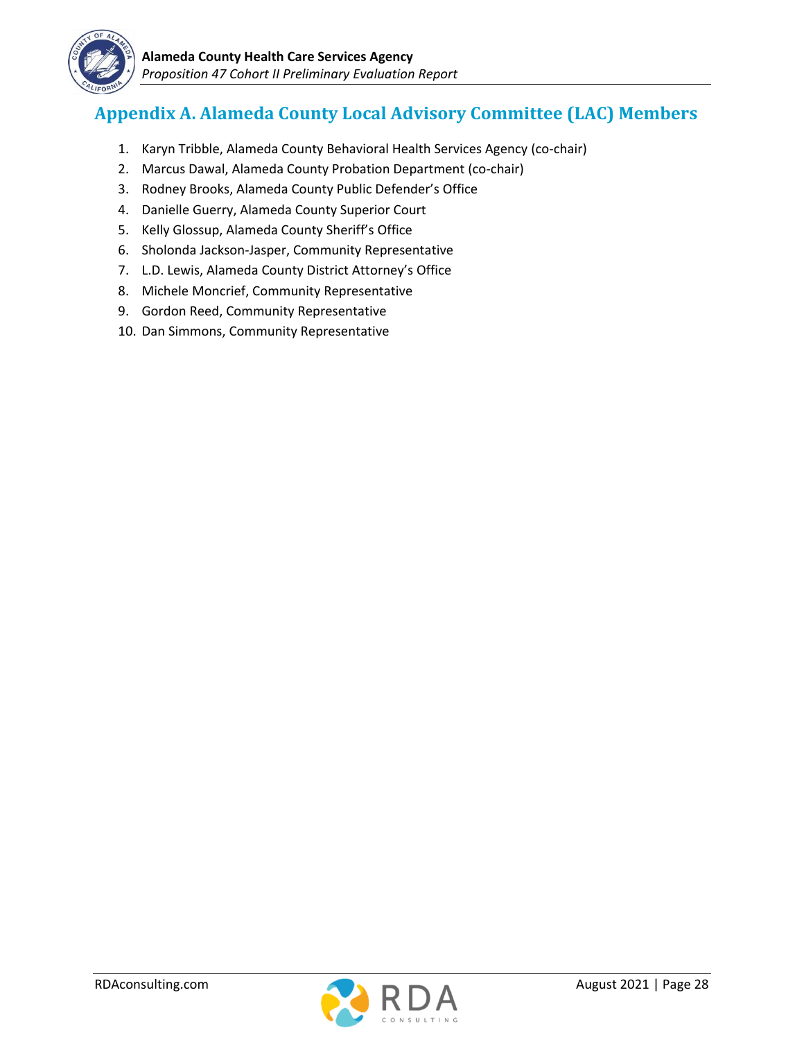# Appendix A. Alameda County Local Advisory Committee (LAC) Members

1. Karyn Tribble, Alameda County Behavioral Health Services Agency (co-chair)
2. Marcus Dawal, Alameda County Probation Department (co-chair)
3. Rodney Brooks, Alameda County Public Defender's Office
4. Danielle Guerry, Alameda County Superior Court
5. Kelly Glossup, Alameda County Sheriff's Office
6. Sholonda Jackson-Jasper, Community Representative
7. L.D. Lewis, Alameda County District Attorney's Office
8. Michele Moncrief, Community Representative
9. Gordon Reed, Community Representative
10. Dan Simmons, Community Representative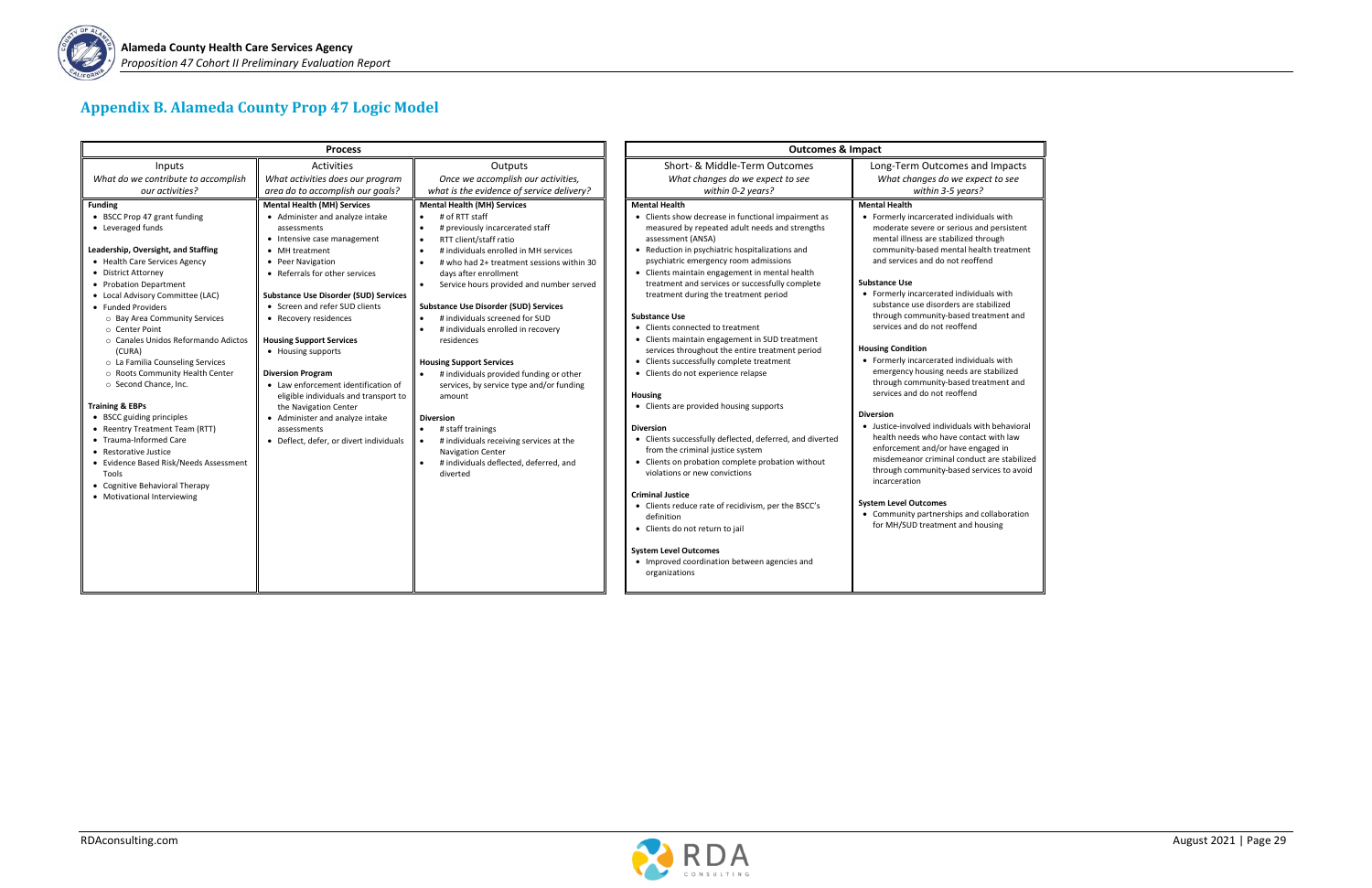# Appendix B. Alameda County Prop 47 Logic Model

| Process | | | Outcomes & Impact | |
|---|---|---|---|---|
| Inputs<br>*What do we contribute to accomplish our activities?* | Activities<br>*What activities does our program area do to accomplish our goals?* | Outputs<br>*Once we accomplish our activities, what is the evidence of service delivery?* | Short- & Middle-Term Outcomes<br>*What changes do we expect to see within 0-2 years?* | Long-Term Outcomes and Impacts<br>*What changes do we expect to see within 3-5 years?* |
| **Funding**<br>• BSCC Prop 47 grant funding<br>• Leveraged funds<br><br>**Leadership, Oversight, and Staffing**<br>• Health Care Services Agency<br>• District Attorney<br>• Probation Department<br>• Local Advisory Committee (LAC)<br>• Funded Providers<br>○ Bay Area Community Services<br>○ Center Point<br>○ Canales Unidos Reformando Adictos (CURA)<br>○ La Familia Counseling Services<br>○ Roots Community Health Center<br>○ Second Chance, Inc.<br><br>**Training & EBPs**<br>• BSCC guiding principles<br>• Reentry Treatment Team (RTT)<br>• Trauma-Informed Care<br>• Restorative Justice<br>• Evidence Based Risk/Needs Assessment Tools<br>• Cognitive Behavioral Therapy<br>• Motivational Interviewing | **Mental Health (MH) Services**<br>• Administer and analyze intake assessments<br>• Intensive case management<br>• MH treatment<br>• Peer Navigation<br>• Referrals for other services<br><br>**Substance Use Disorder (SUD) Services**<br>• Screen and refer SUD clients<br>• Recovery residences<br><br>**Housing Support Services**<br>• Housing supports<br><br>**Diversion Program**<br>• Law enforcement identification of eligible individuals and transport to the Navigation Center<br>• Administer and analyze intake assessments<br>• Deflect, defer, or divert individuals | **Mental Health (MH) Services**<br>• # of RTT staff<br>• # previously incarcerated staff<br>• RTT client/staff ratio<br>• # individuals enrolled in MH services<br>• # who had 2+ treatment sessions within 30 days after enrollment<br>• Service hours provided and number served<br><br>**Substance Use Disorder (SUD) Services**<br>• # individuals screened for SUD<br>• # individuals enrolled in recovery residences<br><br>**Housing Support Services**<br>• # individuals provided funding or other services, by service type and/or funding amount<br><br>**Diversion**<br>• # staff trainings<br>• # individuals receiving services at the Navigation Center<br>• # individuals deflected, deferred, and diverted | **Mental Health**<br>• Clients show decrease in functional impairment as measured by repeated adult needs and strengths assessment (ANSA)<br>• Reduction in psychiatric hospitalizations and psychiatric emergency room admissions<br>• Clients maintain engagement in mental health treatment and services or successfully complete treatment during the treatment period<br><br>**Substance Use**<br>• Clients connected to treatment<br>• Clients maintain engagement in SUD treatment services throughout the entire treatment period<br>• Clients successfully complete treatment<br>• Clients do not experience relapse<br><br>**Housing**<br>• Clients are provided housing supports<br><br>**Diversion**<br>• Clients successfully deflected, deferred, and diverted from the criminal justice system<br>• Clients on probation complete probation without violations or new convictions<br><br>**Criminal Justice**<br>• Clients reduce rate of recidivism, per the BSCC's definition<br>• Clients do not return to jail<br><br>**System Level Outcomes**<br>• Improved coordination between agencies and organizations | **Mental Health**<br>• Formerly incarcerated individuals with moderate severe or serious and persistent mental illness are stabilized through community-based mental health treatment and services and do not reoffend<br><br>**Substance Use**<br>• Formerly incarcerated individuals with substance use disorders are stabilized through community-based treatment and services and do not reoffend<br><br>**Housing Condition**<br>• Formerly incarcerated individuals with emergency housing needs are stabilized through community-based treatment and services and do not reoffend<br><br>**Diversion**<br>• Justice-involved individuals with behavioral health needs who have contact with law enforcement and/or have engaged in misdemeanor criminal conduct are stabilized through community-based services to avoid incarceration<br><br>**System Level Outcomes**<br>• Community partnerships and collaboration for MH/SUD treatment and housing |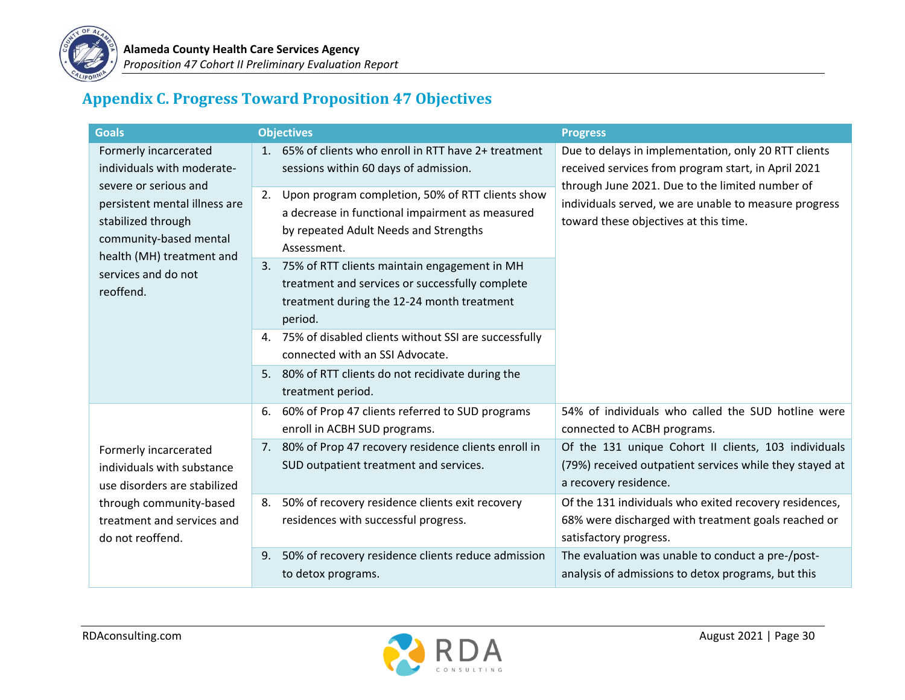# Appendix C. Progress Toward Proposition 47 Objectives

| Goals | Objectives | Progress |
|---|---|---|
| Formerly incarcerated individuals with moderate-severe or serious and persistent mental illness are stabilized through community-based mental health (MH) treatment and services and do not reoffend. | 1. 65% of clients who enroll in RTT have 2+ treatment sessions within 60 days of admission. | Due to delays in implementation, only 20 RTT clients received services from program start, in April 2021 through June 2021. Due to the limited number of individuals served, we are unable to measure progress toward these objectives at this time. |
| | 2. Upon program completion, 50% of RTT clients show a decrease in functional impairment as measured by repeated Adult Needs and Strengths Assessment. | |
| | 3. 75% of RTT clients maintain engagement in MH treatment and services or successfully complete treatment during the 12-24 month treatment period. | |
| | 4. 75% of disabled clients without SSI are successfully connected with an SSI Advocate. | |
| | 5. 80% of RTT clients do not recidivate during the treatment period. | |
| Formerly incarcerated individuals with substance use disorders are stabilized through community-based treatment and services and do not reoffend. | 6. 60% of Prop 47 clients referred to SUD programs enroll in ACBH SUD programs. | 54% of individuals who called the SUD hotline were connected to ACBH programs. |
| | 7. 80% of Prop 47 recovery residence clients enroll in SUD outpatient treatment and services. | Of the 131 unique Cohort II clients, 103 individuals (79%) received outpatient services while they stayed at a recovery residence. |
| | 8. 50% of recovery residence clients exit recovery residences with successful progress. | Of the 131 individuals who exited recovery residences, 68% were discharged with treatment goals reached or satisfactory progress. |
| | 9. 50% of recovery residence clients reduce admission to detox programs. | The evaluation was unable to conduct a pre-/post-analysis of admissions to detox programs, but this |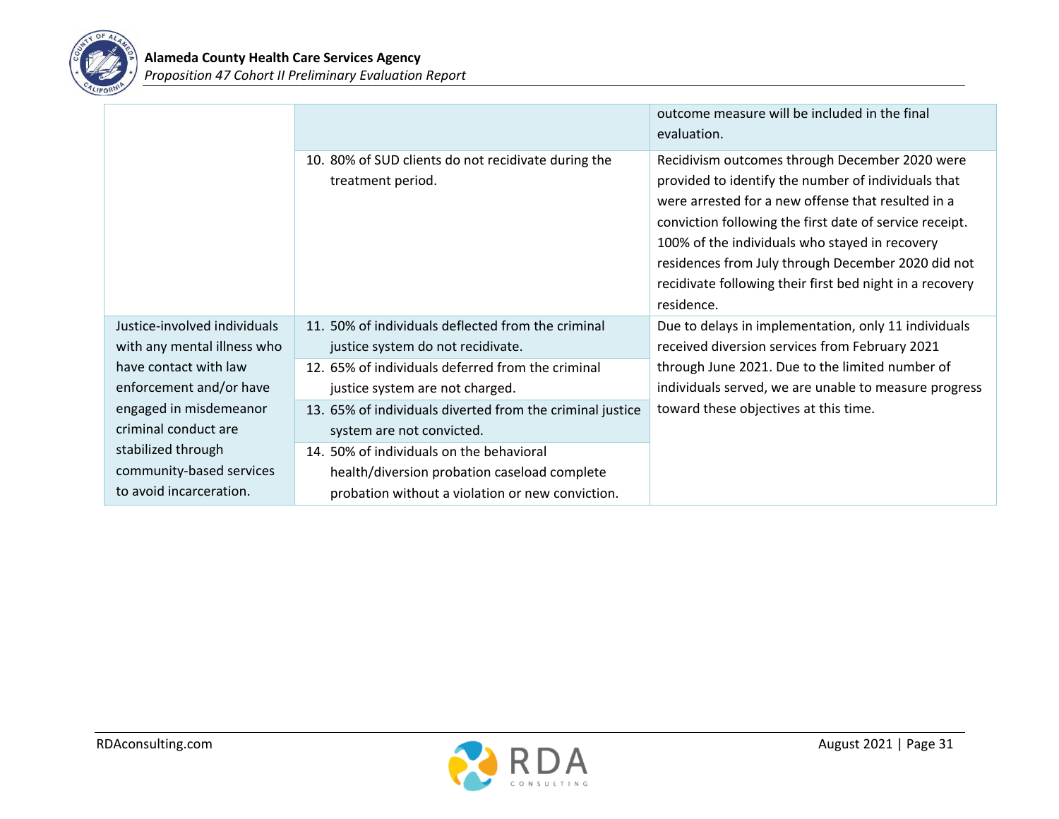| | | |
|---|---|---|
| | | outcome measure will be included in the final evaluation. |
| | 10. 80% of SUD clients do not recidivate during the treatment period. | Recidivism outcomes through December 2020 were provided to identify the number of individuals that were arrested for a new offense that resulted in a conviction following the first date of service receipt. 100% of the individuals who stayed in recovery residences from July through December 2020 did not recidivate following their first bed night in a recovery residence. |
| Justice-involved individuals with any mental illness who have contact with law enforcement and/or have engaged in misdemeanor criminal conduct are stabilized through community-based services to avoid incarceration. | 11. 50% of individuals deflected from the criminal justice system do not recidivate. | Due to delays in implementation, only 11 individuals received diversion services from February 2021 through June 2021. Due to the limited number of individuals served, we are unable to measure progress toward these objectives at this time. |
| | 12. 65% of individuals deferred from the criminal justice system are not charged. | |
| | 13. 65% of individuals diverted from the criminal justice system are not convicted. | |
| | 14. 50% of individuals on the behavioral health/diversion probation caseload complete probation without a violation or new conviction. | |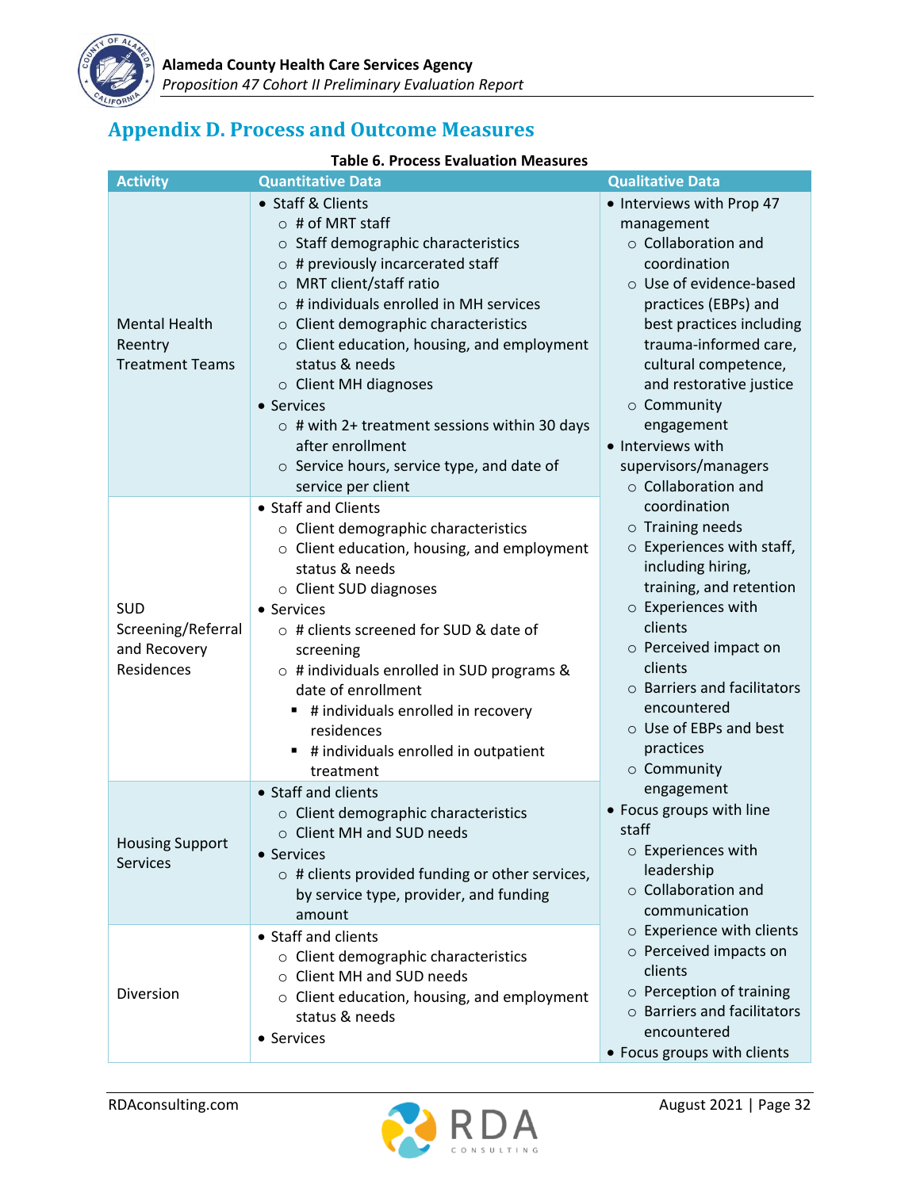# Appendix D. Process and Outcome Measures

**Table 6. Process Evaluation Measures**

| Activity | Quantitative Data | Qualitative Data |
|---|---|---|
| Mental Health Reentry Treatment Teams | • Staff & Clients<br>  ○ # of MRT staff<br>  ○ Staff demographic characteristics<br>  ○ # previously incarcerated staff<br>  ○ MRT client/staff ratio<br>  ○ # individuals enrolled in MH services<br>  ○ Client demographic characteristics<br>  ○ Client education, housing, and employment status & needs<br>  ○ Client MH diagnoses<br>• Services<br>  ○ # with 2+ treatment sessions within 30 days after enrollment<br>  ○ Service hours, service type, and date of service per client | • Interviews with Prop 47 management<br>  ○ Collaboration and coordination<br>  ○ Use of evidence-based practices (EBPs) and best practices including trauma-informed care, cultural competence, and restorative justice<br>  ○ Community engagement<br>• Interviews with supervisors/managers<br>  ○ Collaboration and coordination<br>  ○ Training needs<br>  ○ Experiences with staff, including hiring, training, and retention<br>  ○ Experiences with clients<br>  ○ Perceived impact on clients<br>  ○ Barriers and facilitators encountered<br>  ○ Use of EBPs and best practices<br>  ○ Community engagement<br>• Focus groups with line staff<br>  ○ Experiences with leadership<br>  ○ Collaboration and communication<br>  ○ Experience with clients<br>  ○ Perceived impacts on clients<br>  ○ Perception of training<br>  ○ Barriers and facilitators encountered<br>• Focus groups with clients |
| SUD Screening/Referral and Recovery Residences | • Staff and Clients<br>  ○ Client demographic characteristics<br>  ○ Client education, housing, and employment status & needs<br>  ○ Client SUD diagnoses<br>• Services<br>  ○ # clients screened for SUD & date of screening<br>  ○ # individuals enrolled in SUD programs & date of enrollment<br>    ▪ # individuals enrolled in recovery residences<br>    ▪ # individuals enrolled in outpatient treatment | |
| Housing Support Services | • Staff and clients<br>  ○ Client demographic characteristics<br>  ○ Client MH and SUD needs<br>• Services<br>  ○ # clients provided funding or other services, by service type, provider, and funding amount | |
| Diversion | • Staff and clients<br>  ○ Client demographic characteristics<br>  ○ Client MH and SUD needs<br>  ○ Client education, housing, and employment status & needs<br>• Services | |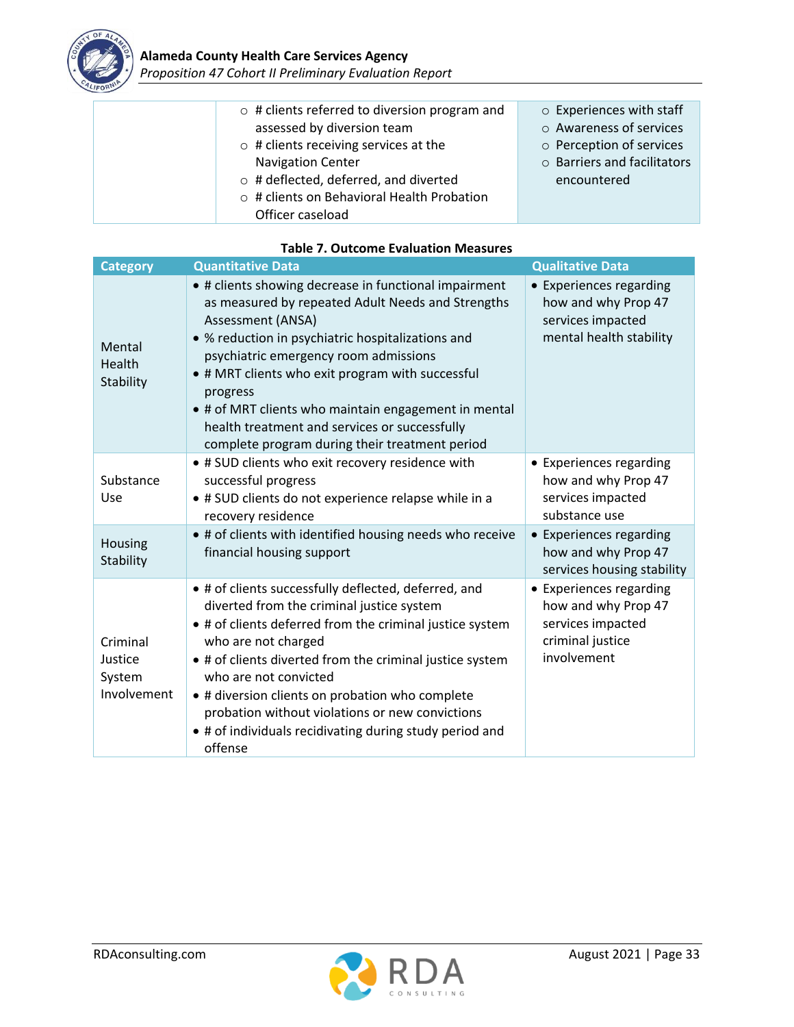| | | |
|---|---|---|
| | ○ # clients referred to diversion program and assessed by diversion team<br>○ # clients receiving services at the Navigation Center<br>○ # deflected, deferred, and diverted<br>○ # clients on Behavioral Health Probation Officer caseload | ○ Experiences with staff<br>○ Awareness of services<br>○ Perception of services<br>○ Barriers and facilitators encountered |

**Table 7. Outcome Evaluation Measures**

| Category | Quantitative Data | Qualitative Data |
|---|---|---|
| Mental Health Stability | • # clients showing decrease in functional impairment as measured by repeated Adult Needs and Strengths Assessment (ANSA)<br>• % reduction in psychiatric hospitalizations and psychiatric emergency room admissions<br>• # MRT clients who exit program with successful progress<br>• # of MRT clients who maintain engagement in mental health treatment and services or successfully complete program during their treatment period | • Experiences regarding how and why Prop 47 services impacted mental health stability |
| Substance Use | • # SUD clients who exit recovery residence with successful progress<br>• # SUD clients do not experience relapse while in a recovery residence | • Experiences regarding how and why Prop 47 services impacted substance use |
| Housing Stability | • # of clients with identified housing needs who receive financial housing support | • Experiences regarding how and why Prop 47 services housing stability |
| Criminal Justice System Involvement | • # of clients successfully deflected, deferred, and diverted from the criminal justice system<br>• # of clients deferred from the criminal justice system who are not charged<br>• # of clients diverted from the criminal justice system who are not convicted<br>• # diversion clients on probation who complete probation without violations or new convictions<br>• # of individuals recidivating during study period and offense | • Experiences regarding how and why Prop 47 services impacted criminal justice involvement |